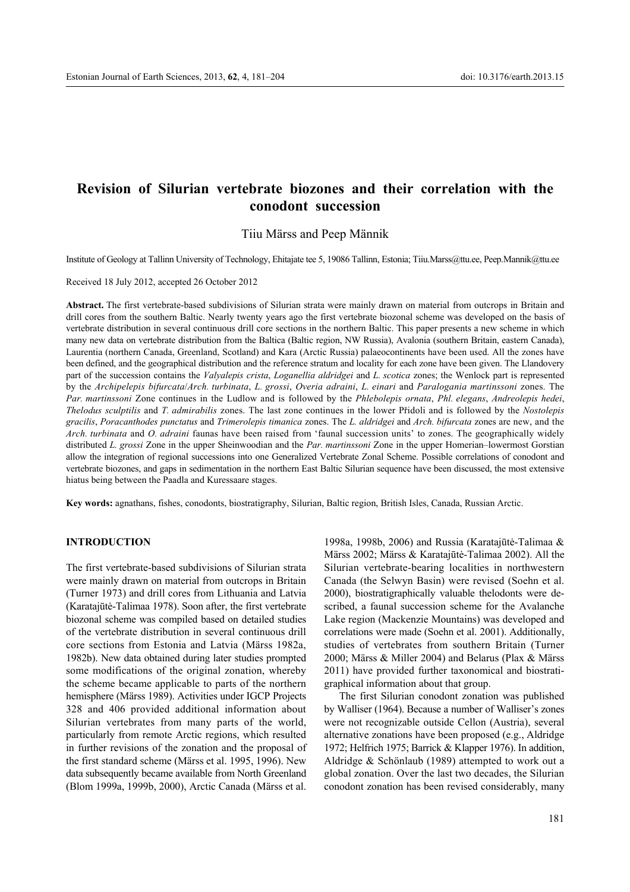# Revision of Silurian vertebrate biozones and their correlation with the conodont succession

Tiiu Märss and Peep Männik

Institute of Geology at Tallinn University of Technology, Ehitajate tee 5, 19086 Tallinn, Estonia; Tiiu.Marss@ttu.ee, Peep.Mannik@ttu.ee

Received 18 July 2012, accepted 26 October 2012

**Abstract.** The first vertebrate-based subdivisions of Silurian strata were mainly drawn on material from outcrops in Britain and drill cores from the southern Baltic. Nearly twenty years ago the first vertebrate biozonal scheme was developed on the basis of vertebrate distribution in several continuous drill core sections in the northern Baltic. This paper presents a new scheme in which many new data on vertebrate distribution from the Baltica (Baltic region, NW Russia), Avalonia (southern Britain, eastern Canada), Laurentia (northern Canada, Greenland, Scotland) and Kara (Arctic Russia) palaeocontinents have been used. All the zones have been defined, and the geographical distribution and the reference stratum and locality for each zone have been given. The Llandovery part of the succession contains the *Valyalepis crista*, *Loganellia aldridgei* and *L. scotica* zones; the Wenlock part is represented by the *Archipelepis bifurcata*/*Arch. turbinata*, *L. grossi*, *Overia adraini*, *L. einari* and *Paralogania martinssoni* zones. The *Par. martinssoni* Zone continues in the Ludlow and is followed by the *Phlebolepis ornata*, *Phl. elegans*, *Andreolepis hedei*, *Thelodus sculptilis* and *T. admirabilis* zones. The last zone continues in the lower Přidoli and is followed by the *Nostolepis gracilis*, *Poracanthodes punctatus* and *Trimerolepis timanica* zones. The *L. aldridgei* and *Arch. bifurcata* zones are new, and the *Arch. turbinata* and *O. adraini* faunas have been raised from 'faunal succession units' to zones. The geographically widely distributed *L. grossi* Zone in the upper Sheinwoodian and the *Par. martinssoni* Zone in the upper Homerian–lowermost Gorstian allow the integration of regional successions into one Generalized Vertebrate Zonal Scheme. Possible correlations of conodont and vertebrate biozones, and gaps in sedimentation in the northern East Baltic Silurian sequence have been discussed, the most extensive hiatus being between the Paadla and Kuressaare stages.

**Key words:** agnathans, fishes, conodonts, biostratigraphy, Silurian, Baltic region, British Isles, Canada, Russian Arctic.

## INTRODUCTION

The first vertebrate-based subdivisions of Silurian strata were mainly drawn on material from outcrops in Britain (Turner 1973) and drill cores from Lithuania and Latvia (Karatajūtė-Talimaa 1978). Soon after, the first vertebrate biozonal scheme was compiled based on detailed studies of the vertebrate distribution in several continuous drill core sections from Estonia and Latvia (Märss 1982a, 1982b). New data obtained during later studies prompted some modifications of the original zonation, whereby the scheme became applicable to parts of the northern hemisphere (Märss 1989). Activities under IGCP Projects 328 and 406 provided additional information about Silurian vertebrates from many parts of the world, particularly from remote Arctic regions, which resulted in further revisions of the zonation and the proposal of the first standard scheme (Märss et al. 1995, 1996). New data subsequently became available from North Greenland (Blom 1999a, 1999b, 2000), Arctic Canada (Märss et al. 1998a, 1998b, 2006) and Russia (Karatajūtė-Talimaa & Märss 2002; Märss & Karatajūtė-Talimaa 2002). All the Silurian vertebrate-bearing localities in northwestern Canada (the Selwyn Basin) were revised (Soehn et al. 2000), biostratigraphically valuable thelodonts were described, a faunal succession scheme for the Avalanche Lake region (Mackenzie Mountains) was developed and correlations were made (Soehn et al. 2001). Additionally, studies of vertebrates from southern Britain (Turner 2000; Märss & Miller 2004) and Belarus (Plax & Märss 2011) have provided further taxonomical and biostratigraphical information about that group.

The first Silurian conodont zonation was published by Walliser (1964). Because a number of Walliser's zones were not recognizable outside Cellon (Austria), several alternative zonations have been proposed (e.g., Aldridge 1972; Helfrich 1975; Barrick & Klapper 1976). In addition, Aldridge & Schönlaub (1989) attempted to work out a global zonation. Over the last two decades, the Silurian conodont zonation has been revised considerably, many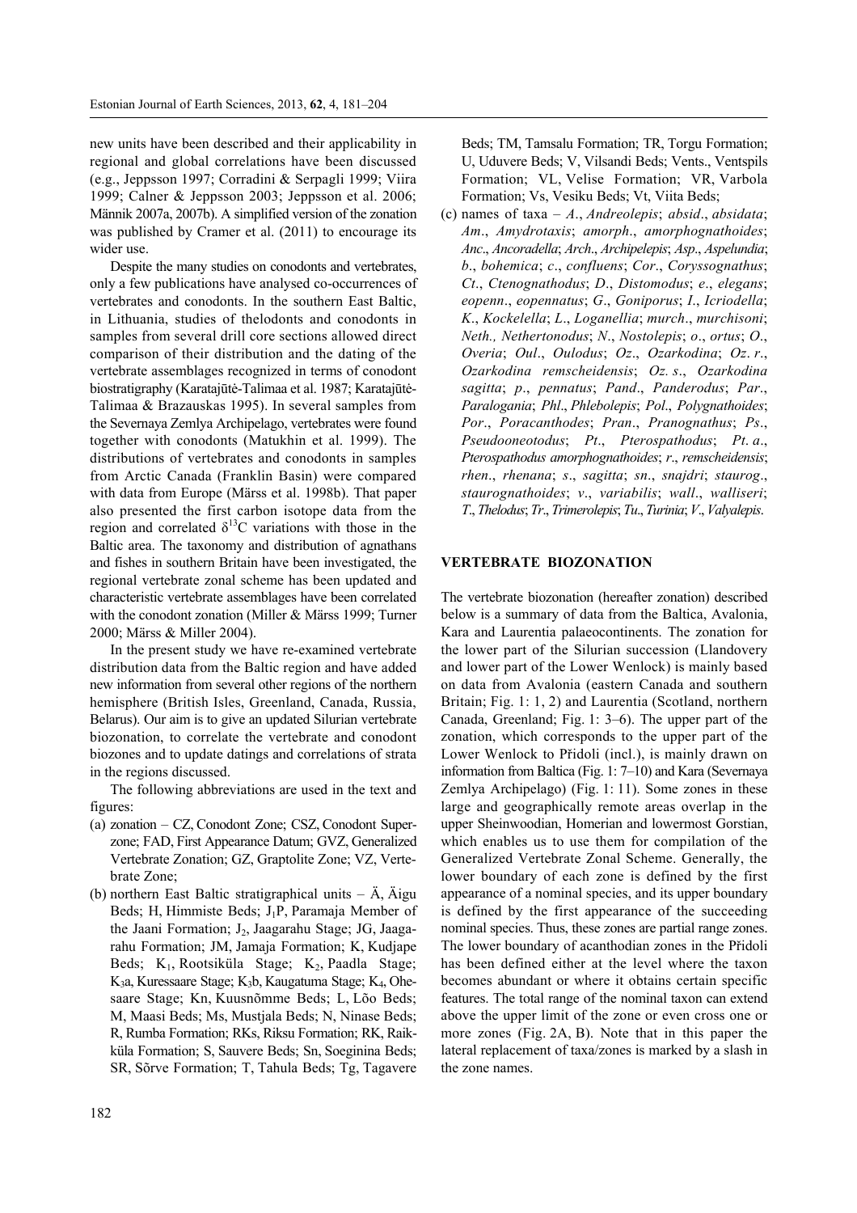new units have been described and their applicability in regional and global correlations have been discussed (e.g., Jeppsson 1997; Corradini & Serpagli 1999; Viira 1999; Calner & Jeppsson 2003; Jeppsson et al. 2006; Männik 2007a, 2007b). A simplified version of the zonation was published by Cramer et al. (2011) to encourage its wider use.

Despite the many studies on conodonts and vertebrates, only a few publications have analysed co-occurrences of vertebrates and conodonts. In the southern East Baltic, in Lithuania, studies of thelodonts and conodonts in samples from several drill core sections allowed direct comparison of their distribution and the dating of the vertebrate assemblages recognized in terms of conodont biostratigraphy (Karatajūtė-Talimaa et al. 1987; Karatajūtė-Talimaa & Brazauskas 1995). In several samples from the Severnaya Zemlya Archipelago, vertebrates were found together with conodonts (Matukhin et al. 1999). The distributions of vertebrates and conodonts in samples from Arctic Canada (Franklin Basin) were compared with data from Europe (Märss et al. 1998b). That paper also presented the first carbon isotope data from the region and correlated $\delta^{13}C$ variations with those in the Baltic area. The taxonomy and distribution of agnathans and fishes in southern Britain have been investigated, the regional vertebrate zonal scheme has been updated and characteristic vertebrate assemblages have been correlated with the conodont zonation (Miller & Märss 1999; Turner 2000; Märss & Miller 2004).

In the present study we have re-examined vertebrate distribution data from the Baltic region and have added new information from several other regions of the northern hemisphere (British Isles, Greenland, Canada, Russia, Belarus). Our aim is to give an updated Silurian vertebrate biozonation, to correlate the vertebrate and conodont biozones and to update datings and correlations of strata in the regions discussed.

The following abbreviations are used in the text and figures:

(a) zonation – CZ, Conodont Zone; CSZ, Conodont Superzone; FAD, First Appearance Datum; GVZ, Generalized Vertebrate Zonation; GZ, Graptolite Zone; VZ, Vertebrate Zone;

(b) northern East Baltic stratigraphical units – Ä, Äigu Beds; H, Himmiste Beds; $J_1P$, Paramaja Member of the Jaani Formation; $J_2$, Jaagarahu Stage; JG, Jaagarahu Formation; JM, Jamaja Formation; K, Kudjape Beds; $K_1$, Rootsiküla Stage; $K_2$, Paadla Stage; $K_3a$, Kuressaare Stage; $K_3b$, Kaugatuma Stage; $K_4$, Ohesaare Stage; Kn, Kuusnõmme Beds; L, Lõo Beds; M, Maasi Beds; Ms, Mustjala Beds; N, Ninase Beds; R, Rumba Formation; RKs, Riksu Formation; RK, Raikküla Formation; S, Sauvere Beds; Sn, Soeginina Beds; SR, Sõrve Formation; T, Tahula Beds; Tg, Tagavere Beds; TM, Tamsalu Formation; TR, Torgu Formation; U, Uduvere Beds; V, Vilsandi Beds; Vents., Ventspils Formation; VL, Velise Formation; VR, Varbola Formation; Vs, Vesiku Beds; Vt, Viita Beds;

(c) names of taxa – *A*., *Andreolepis*; *absid*., *absidata*; *Am*., *Amydrotaxis*; *amorph*., *amorphognathoides*; *Anc*., *Ancoradella*; *Arch*., *Archipelepis*; *Asp*., *Aspelundia*; *b*., *bohemica*; *c*., *confluens*; *Cor*., *Coryssognathus*; *Ct*., *Ctenognathodus*; *D*., *Distomodus*; *e*., *elegans*; *eopenn*., *eopennatus*; *G*., *Goniporus*; *I*., *Icriodella*; *K*., *Kockelella*; *L*., *Loganellia*; *murch*., *murchisoni*; *Neth., Nethertonodus*; *N*., *Nostolepis*; *o*., *ortus*; *O*., *Overia*; *Oul*., *Oulodus*; *Oz*., *Ozarkodina*; *Oz. r*., *Ozarkodina remscheidensis*; *Oz. s*., *Ozarkodina sagitta*; *p*., *pennatus*; *Pand*., *Panderodus*; *Par*., *Paralogania*; *Phl*., *Phlebolepis*; *Pol*., *Polygnathoides*; *Por*., *Poracanthodes*; *Pran*., *Pranognathus*; *Ps*., *Pseudooneotodus*; *Pt*., *Pterospathodus*; *Pt. a*., *Pterospathodus amorphognathoides*; *r*., *remscheidensis*; *rhen*., *rhenana*; *s*., *sagitta*; *sn*., *snajdri*; *staurog*., *staurognathoides*; *v*., *variabilis*; *wall*., *walliseri*; *T*., *Thelodus*; *Tr*., *Trimerolepis*; *Tu*., *Turinia*; *V*., *Valyalepis*.

## VERTEBRATE BIOZONATION

The vertebrate biozonation (hereafter zonation) described below is a summary of data from the Baltica, Avalonia, Kara and Laurentia palaeocontinents. The zonation for the lower part of the Silurian succession (Llandovery and lower part of the Lower Wenlock) is mainly based on data from Avalonia (eastern Canada and southern Britain; Fig. 1: 1, 2) and Laurentia (Scotland, northern Canada, Greenland; Fig. 1: 3–6). The upper part of the zonation, which corresponds to the upper part of the Lower Wenlock to Přidoli (incl.), is mainly drawn on information from Baltica (Fig. 1: 7–10) and Kara (Severnaya Zemlya Archipelago) (Fig. 1: 11). Some zones in these large and geographically remote areas overlap in the upper Sheinwoodian, Homerian and lowermost Gorstian, which enables us to use them for compilation of the Generalized Vertebrate Zonal Scheme. Generally, the lower boundary of each zone is defined by the first appearance of a nominal species, and its upper boundary is defined by the first appearance of the succeeding nominal species. Thus, these zones are partial range zones. The lower boundary of acanthodian zones in the Přidoli has been defined either at the level where the taxon becomes abundant or where it obtains certain specific features. The total range of the nominal taxon can extend above the upper limit of the zone or even cross one or more zones (Fig. 2A, B). Note that in this paper the lateral replacement of taxa/zones is marked by a slash in the zone names.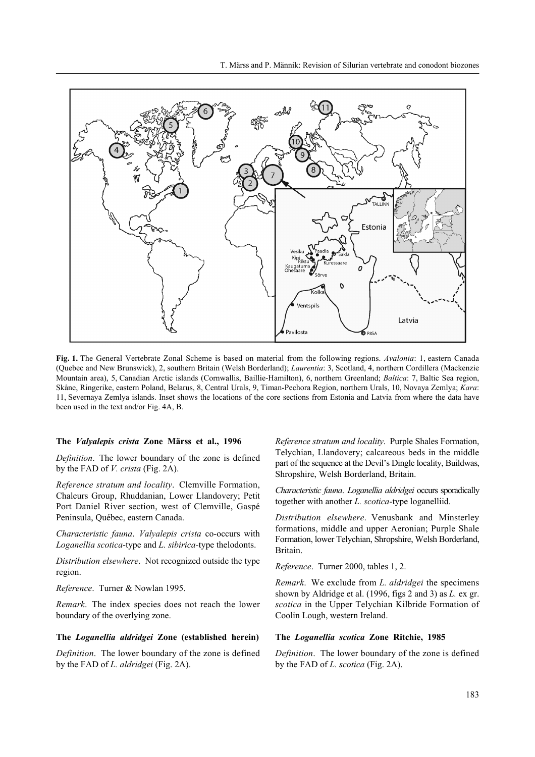**Fig. 1.** The General Vertebrate Zonal Scheme is based on material from the following regions. *Avalonia*: 1, eastern Canada (Quebec and New Brunswick), 2, southern Britain (Welsh Borderland); *Laurentia*: 3, Scotland, 4, northern Cordillera (Mackenzie Mountain area), 5, Canadian Arctic islands (Cornwallis, Baillie-Hamilton), 6, northern Greenland; *Baltica*: 7, Baltic Sea region, Skåne, Ringerike, eastern Poland, Belarus, 8, Central Urals, 9, Timan-Pechora Region, northern Urals, 10, Novaya Zemlya; *Kara*: 11, Severnaya Zemlya islands. Inset shows the locations of the core sections from Estonia and Latvia from where the data have been used in the text and/or Fig. 4A, B.

### The *Valyalepis crista* Zone Märss et al., 1996

*Definition*. The lower boundary of the zone is defined by the FAD of *V. crista* (Fig. 2A).

*Reference stratum and locality*. Clemville Formation, Chaleurs Group, Rhuddanian, Lower Llandovery; Petit Port Daniel River section, west of Clemville, Gaspé Peninsula, Québec, eastern Canada.

*Characteristic fauna*. *Valyalepis crista* co-occurs with *Loganellia scotica*-type and *L. sibirica*-type thelodonts.

*Distribution elsewhere*. Not recognized outside the type region.

*Reference*. Turner & Nowlan 1995.

*Remark*. The index species does not reach the lower boundary of the overlying zone.

### The *Loganellia aldridgei* Zone (established herein)

*Definition*. The lower boundary of the zone is defined by the FAD of *L. aldridgei* (Fig. 2A).

*Reference stratum and locality*. Purple Shales Formation, Telychian, Llandovery; calcareous beds in the middle part of the sequence at the Devil's Dingle locality, Buildwas, Shropshire, Welsh Borderland, Britain.

*Characteristic fauna*. *Loganellia aldridgei* occurs sporadically together with another *L. scotica*-type loganelliid.

*Distribution elsewhere*. Venusbank and Minsterley formations, middle and upper Aeronian; Purple Shale Formation, lower Telychian, Shropshire, Welsh Borderland, Britain.

*Reference*. Turner 2000, tables 1, 2.

*Remark*. We exclude from *L. aldridgei* the specimens shown by Aldridge et al. (1996, figs 2 and 3) as *L.* ex gr. *scotica* in the Upper Telychian Kilbride Formation of Coolin Lough, western Ireland.

### The *Loganellia scotica* Zone Ritchie, 1985

*Definition*. The lower boundary of the zone is defined by the FAD of *L. scotica* (Fig. 2A).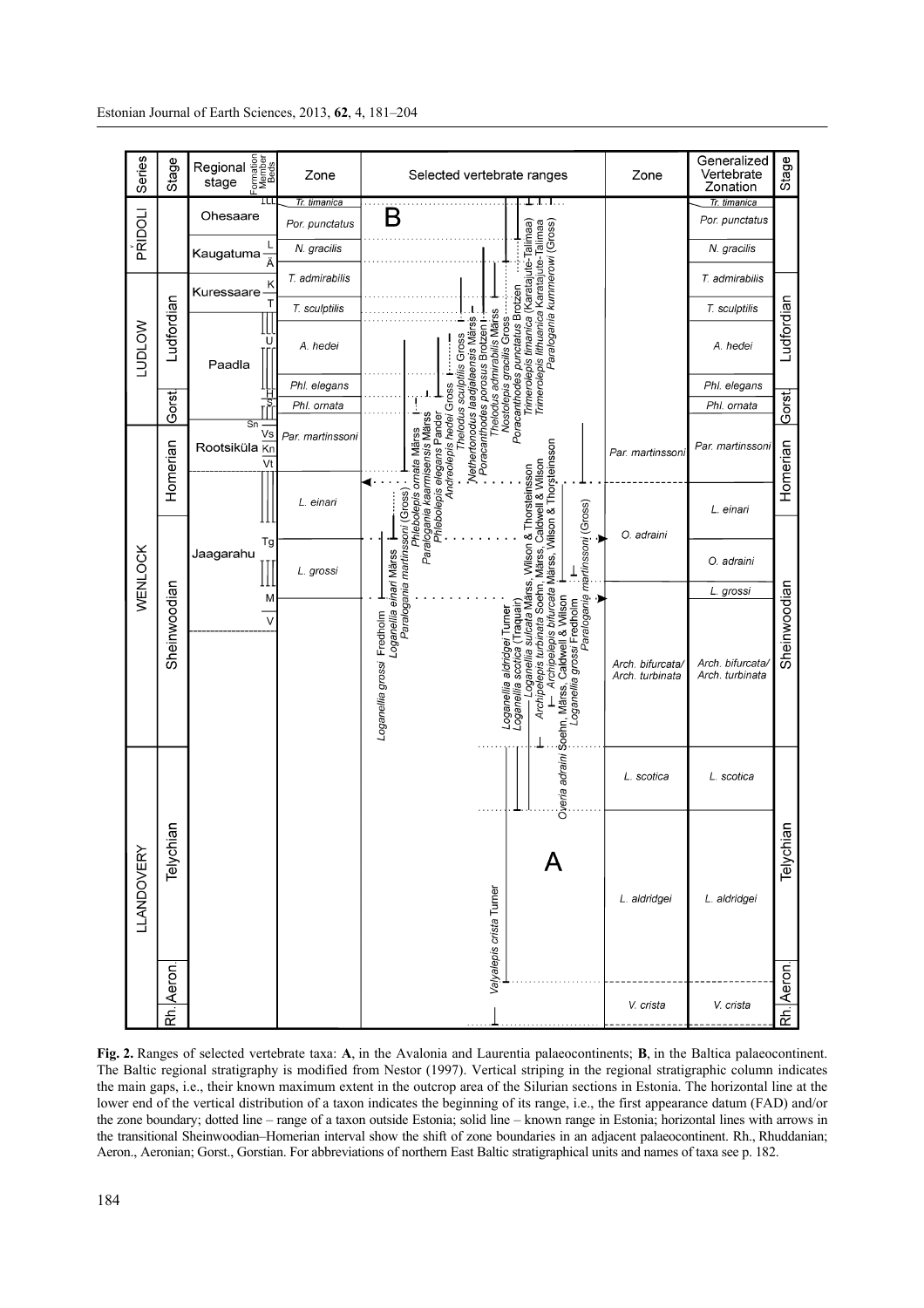| Series | Stage | Regional stage | Zone | Selected vertebrate ranges | Zone | Generalized Vertebrate Zonation | Stage |
| --- | --- | --- | --- | --- | --- | --- | --- |
| PŘIDOLI | | Ohesaare | Tr. timanica | B | | Tr. timanica | |
| | | | Por. punctatus | | | Por. punctatus | |
| | | Kaugatuma | N. gracilis | | | N. gracilis | |
| LUDLOW | Ludfordian | Kuressaare | T. admirabilis | | | T. admirabilis | Ludfordian |
| | | | T. sculptilis | | | T. sculptilis | |
| | | Paadla | A. hedei | | | A. hedei | |
| | | | Phl. elegans | | | Phl. elegans | |
| | Gorst. | | Phl. ornata | | | Phl. ornata | Gorst. |
| WENLOCK | Homerian | Rootsiküla | Par. martinssoni | | Par. martinssoni | Par. martinssoni | Homerian |
| | | Jaagarahu | L. einari | | | L. einari | |
| | Sheinwoodian | | L. grossi | | O. adraini | O. adraini | Sheinwoodian |
| | | | | | | L. grossi | |
| | | | | | Arch. bifurcata/ Arch. turbinata | Arch. bifurcata/ Arch. turbinata | |
| LLANDOVERY | Telychian | | | A | L. scotica | L. scotica | Telychian |
| | | | | | L. aldridgei | L. aldridgei | |
| | Rh. Aeron. | | | | V. crista | V. crista | Rh. Aeron. |

Selected vertebrate taxa shown (B, Baltica): *Loganellia grossi* Fredholm, *Loganellia einari* Märss, *Paralogania martinssoni* (Gross), *Phlebolepis ornata* Märss, *Paralogania kaarmisensis* Märss, *Phlebolepis elegans* Pander, *Andreolepis hedei* Gross, *Thelodus sculptilis* Gross, *Nethertonodus laadjalaensis* Märss, *Poracanthodes porosus* Brotzen, *Thelodus admirabilis* Märss, *Nostolepis gracilis* Gross, *Poracanthodes punctatus* Brotzen, *Trimerolepis timanica* (Karatajute-Talimaa), *Trimerolepis lithuanica* Karatajute-Talimaa, *Paralogania kummerowi* (Gross).

Selected vertebrate taxa shown (A, Avalonia and Laurentia): *Valyalepis crista* Turner, *Loganellia aldridgei* Turner, *Loganellia scotica* (Traquair), *Loganellia sulcata* Märss, Wilson & Thorsteinsson, *Archipelepis turbinata* Soehn, Märss, Caldwell & Wilson, *Archipelepis bifurcata* Märss, Wilson & Thorsteinsson, *Overia adraini* Soehn, Märss, Caldwell & Wilson, *Loganellia grossi* Fredholm, *Paralogania martinssoni* (Gross).

**Fig. 2.** Ranges of selected vertebrate taxa: **A**, in the Avalonia and Laurentia palaeocontinents; **B**, in the Baltica palaeocontinent. The Baltic regional stratigraphy is modified from Nestor (1997). Vertical striping in the regional stratigraphic column indicates the main gaps, i.e., their known maximum extent in the outcrop area of the Silurian sections in Estonia. The horizontal line at the lower end of the vertical distribution of a taxon indicates the beginning of its range, i.e., the first appearance datum (FAD) and/or the zone boundary; dotted line – range of a taxon outside Estonia; solid line – known range in Estonia; horizontal lines with arrows in the transitional Sheinwoodian–Homerian interval show the shift of zone boundaries in an adjacent palaeocontinent. Rh., Rhuddanian; Aeron., Aeronian; Gorst., Gorstian. For abbreviations of northern East Baltic stratigraphical units and names of taxa see p. 182.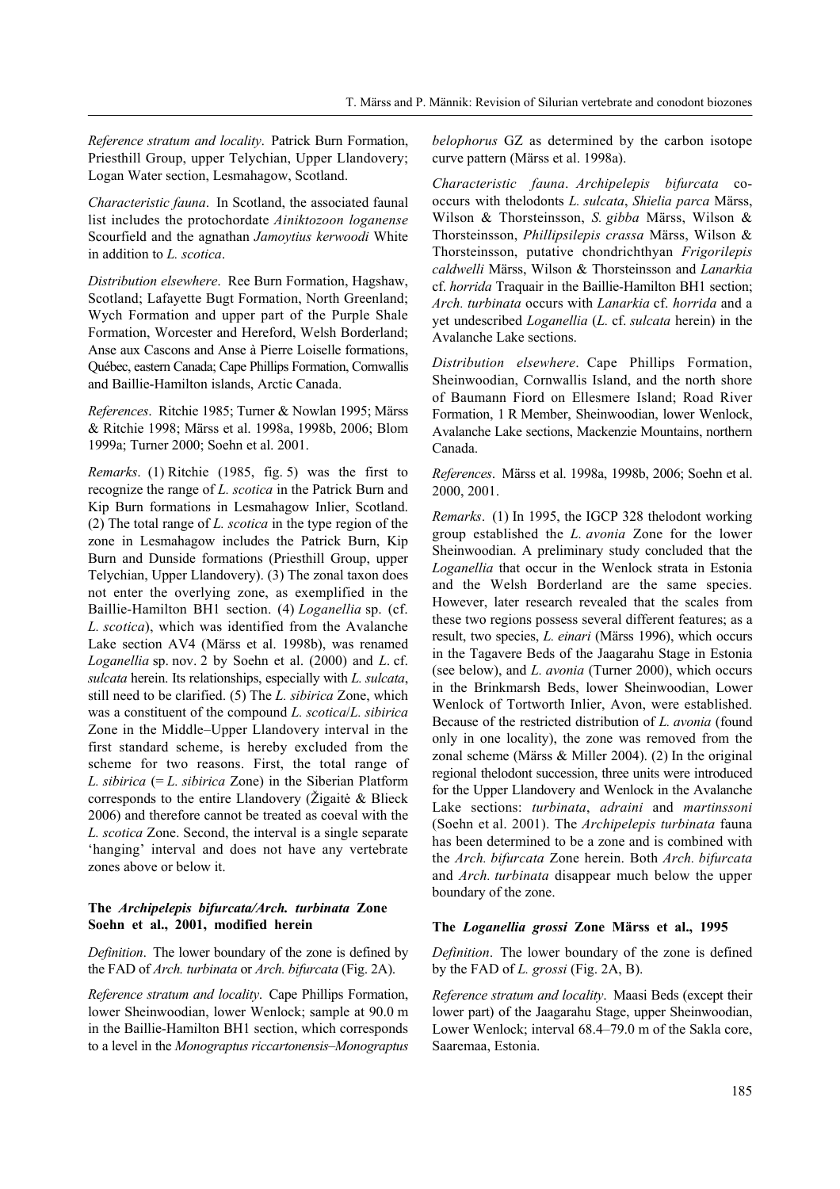*Reference stratum and locality*. Patrick Burn Formation, Priesthill Group, upper Telychian, Upper Llandovery; Logan Water section, Lesmahagow, Scotland.

*Characteristic fauna*. In Scotland, the associated faunal list includes the protochordate *Ainiktozoon loganense* Scourfield and the agnathan *Jamoytius kerwoodi* White in addition to *L. scotica*.

*Distribution elsewhere*. Ree Burn Formation, Hagshaw, Scotland; Lafayette Bugt Formation, North Greenland; Wych Formation and upper part of the Purple Shale Formation, Worcester and Hereford, Welsh Borderland; Anse aux Cascons and Anse à Pierre Loiselle formations, Québec, eastern Canada; Cape Phillips Formation, Cornwallis and Baillie-Hamilton islands, Arctic Canada.

*References*. Ritchie 1985; Turner & Nowlan 1995; Märss & Ritchie 1998; Märss et al. 1998a, 1998b, 2006; Blom 1999a; Turner 2000; Soehn et al. 2001.

*Remarks*. (1) Ritchie (1985, fig. 5) was the first to recognize the range of *L. scotica* in the Patrick Burn and Kip Burn formations in Lesmahagow Inlier, Scotland. (2) The total range of *L. scotica* in the type region of the zone in Lesmahagow includes the Patrick Burn, Kip Burn and Dunside formations (Priesthill Group, upper Telychian, Upper Llandovery). (3) The zonal taxon does not enter the overlying zone, as exemplified in the Baillie-Hamilton BH1 section. (4) *Loganellia* sp. (cf. *L. scotica*), which was identified from the Avalanche Lake section AV4 (Märss et al. 1998b), was renamed *Loganellia* sp. nov. 2 by Soehn et al. (2000) and *L*. cf. *sulcata* herein. Its relationships, especially with *L. sulcata*, still need to be clarified. (5) The *L. sibirica* Zone, which was a constituent of the compound *L. scotica*/*L. sibirica* Zone in the Middle–Upper Llandovery interval in the first standard scheme, is hereby excluded from the scheme for two reasons. First, the total range of *L. sibirica* (= *L. sibirica* Zone) in the Siberian Platform corresponds to the entire Llandovery (Žigaitė & Blieck 2006) and therefore cannot be treated as coeval with the *L. scotica* Zone. Second, the interval is a single separate 'hanging' interval and does not have any vertebrate zones above or below it.

### The *Archipelepis bifurcata*/*Arch. turbinata* Zone Soehn et al., 2001, modified herein

*Definition*. The lower boundary of the zone is defined by the FAD of *Arch. turbinata* or *Arch. bifurcata* (Fig. 2A).

*Reference stratum and locality*. Cape Phillips Formation, lower Sheinwoodian, lower Wenlock; sample at 90.0 m in the Baillie-Hamilton BH1 section, which corresponds to a level in the *Monograptus riccartonensis*–*Monograptus belophorus* GZ as determined by the carbon isotope curve pattern (Märss et al. 1998a).

*Characteristic fauna*. *Archipelepis bifurcata* co-occurs with thelodonts *L. sulcata*, *Shielia parca* Märss, Wilson & Thorsteinsson, *S. gibba* Märss, Wilson & Thorsteinsson, *Phillipsilepis crassa* Märss, Wilson & Thorsteinsson, putative chondrichthyan *Frigorilepis caldwelli* Märss, Wilson & Thorsteinsson and *Lanarkia* cf. *horrida* Traquair in the Baillie-Hamilton BH1 section; *Arch. turbinata* occurs with *Lanarkia* cf. *horrida* and a yet undescribed *Loganellia* (*L.* cf. *sulcata* herein) in the Avalanche Lake sections.

*Distribution elsewhere*. Cape Phillips Formation, Sheinwoodian, Cornwallis Island, and the north shore of Baumann Fiord on Ellesmere Island; Road River Formation, 1 R Member, Sheinwoodian, lower Wenlock, Avalanche Lake sections, Mackenzie Mountains, northern Canada.

*References*. Märss et al. 1998a, 1998b, 2006; Soehn et al. 2000, 2001.

*Remarks*. (1) In 1995, the IGCP 328 thelodont working group established the *L. avonia* Zone for the lower Sheinwoodian. A preliminary study concluded that the *Loganellia* that occur in the Wenlock strata in Estonia and the Welsh Borderland are the same species. However, later research revealed that the scales from these two regions possess several different features; as a result, two species, *L. einari* (Märss 1996), which occurs in the Tagavere Beds of the Jaagarahu Stage in Estonia (see below), and *L. avonia* (Turner 2000), which occurs in the Brinkmarsh Beds, lower Sheinwoodian, Lower Wenlock of Tortworth Inlier, Avon, were established. Because of the restricted distribution of *L. avonia* (found only in one locality), the zone was removed from the zonal scheme (Märss & Miller 2004). (2) In the original regional thelodont succession, three units were introduced for the Upper Llandovery and Wenlock in the Avalanche Lake sections: *turbinata*, *adraini* and *martinssoni* (Soehn et al. 2001). The *Archipelepis turbinata* fauna has been determined to be a zone and is combined with the *Arch. bifurcata* Zone herein. Both *Arch. bifurcata* and *Arch. turbinata* disappear much below the upper boundary of the zone.

### The *Loganellia grossi* Zone Märss et al., 1995

*Definition*. The lower boundary of the zone is defined by the FAD of *L. grossi* (Fig. 2A, B).

*Reference stratum and locality*. Maasi Beds (except their lower part) of the Jaagarahu Stage, upper Sheinwoodian, Lower Wenlock; interval 68.4–79.0 m of the Sakla core, Saaremaa, Estonia.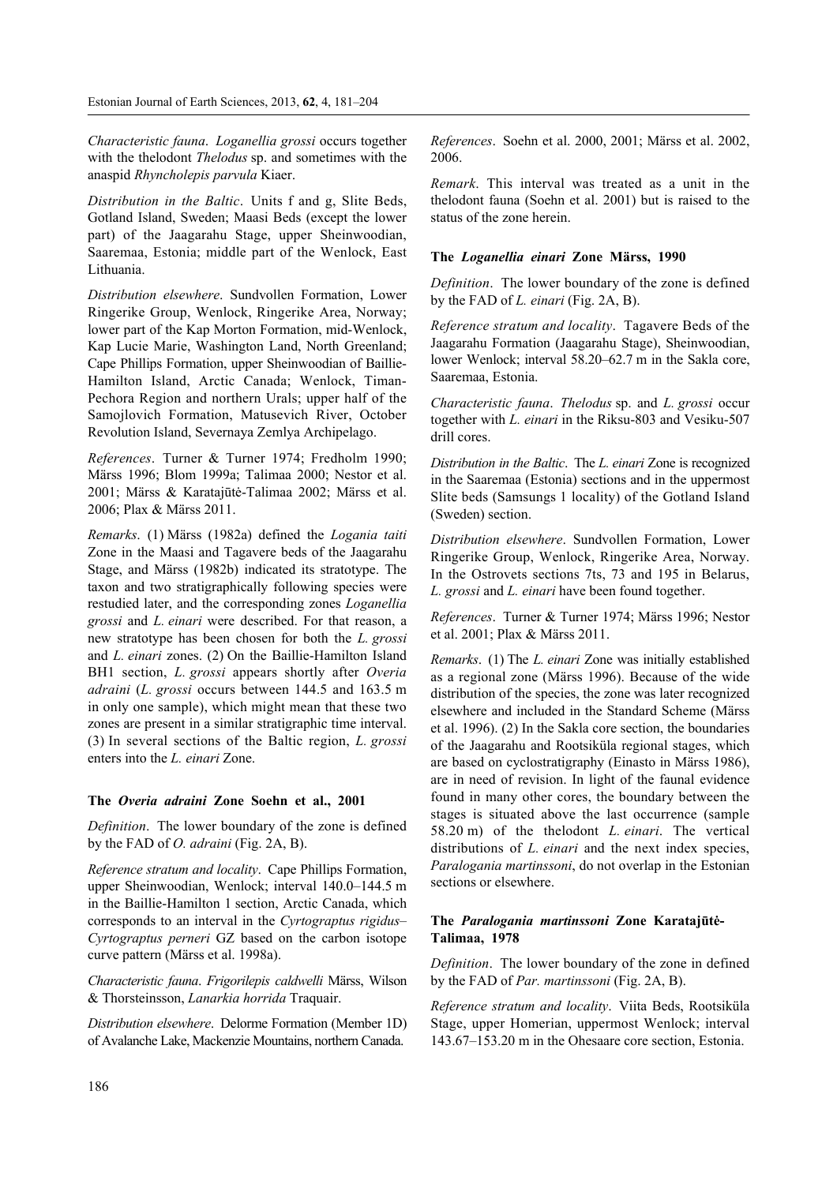*Characteristic fauna*. *Loganellia grossi* occurs together with the thelodont *Thelodus* sp. and sometimes with the anaspid *Rhyncholepis parvula* Kiaer.

*Distribution in the Baltic*. Units f and g, Slite Beds, Gotland Island, Sweden; Maasi Beds (except the lower part) of the Jaagarahu Stage, upper Sheinwoodian, Saaremaa, Estonia; middle part of the Wenlock, East Lithuania.

*Distribution elsewhere*. Sundvollen Formation, Lower Ringerike Group, Wenlock, Ringerike Area, Norway; lower part of the Kap Morton Formation, mid-Wenlock, Kap Lucie Marie, Washington Land, North Greenland; Cape Phillips Formation, upper Sheinwoodian of Baillie-Hamilton Island, Arctic Canada; Wenlock, Timan-Pechora Region and northern Urals; upper half of the Samojlovich Formation, Matusevich River, October Revolution Island, Severnaya Zemlya Archipelago.

*References*. Turner & Turner 1974; Fredholm 1990; Märss 1996; Blom 1999a; Talimaa 2000; Nestor et al. 2001; Märss & Karatajūtė-Talimaa 2002; Märss et al. 2006; Plax & Märss 2011.

*Remarks*. (1) Märss (1982a) defined the *Logania taiti* Zone in the Maasi and Tagavere beds of the Jaagarahu Stage, and Märss (1982b) indicated its stratotype. The taxon and two stratigraphically following species were restudied later, and the corresponding zones *Loganellia grossi* and *L. einari* were described. For that reason, a new stratotype has been chosen for both the *L. grossi* and *L. einari* zones. (2) On the Baillie-Hamilton Island BH1 section, *L. grossi* appears shortly after *Overia adraini* (*L. grossi* occurs between 144.5 and 163.5 m in only one sample), which might mean that these two zones are present in a similar stratigraphic time interval. (3) In several sections of the Baltic region, *L. grossi* enters into the *L. einari* Zone.

### The *Overia adraini* Zone Soehn et al., 2001

*Definition*. The lower boundary of the zone is defined by the FAD of *O. adraini* (Fig. 2A, B).

*Reference stratum and locality*. Cape Phillips Formation, upper Sheinwoodian, Wenlock; interval 140.0–144.5 m in the Baillie-Hamilton 1 section, Arctic Canada, which corresponds to an interval in the *Cyrtograptus rigidus*–*Cyrtograptus perneri* GZ based on the carbon isotope curve pattern (Märss et al. 1998a).

*Characteristic fauna*. *Frigorilepis caldwelli* Märss, Wilson & Thorsteinsson, *Lanarkia horrida* Traquair.

*Distribution elsewhere*. Delorme Formation (Member 1D) of Avalanche Lake, Mackenzie Mountains, northern Canada.

*References*. Soehn et al. 2000, 2001; Märss et al. 2002, 2006.

*Remark*. This interval was treated as a unit in the thelodont fauna (Soehn et al. 2001) but is raised to the status of the zone herein.

### The *Loganellia einari* Zone Märss, 1990

*Definition*. The lower boundary of the zone is defined by the FAD of *L. einari* (Fig. 2A, B).

*Reference stratum and locality*. Tagavere Beds of the Jaagarahu Formation (Jaagarahu Stage), Sheinwoodian, lower Wenlock; interval 58.20–62.7 m in the Sakla core, Saaremaa, Estonia.

*Characteristic fauna*. *Thelodus* sp. and *L. grossi* occur together with *L. einari* in the Riksu-803 and Vesiku-507 drill cores.

*Distribution in the Baltic*. The *L. einari* Zone is recognized in the Saaremaa (Estonia) sections and in the uppermost Slite beds (Samsungs 1 locality) of the Gotland Island (Sweden) section.

*Distribution elsewhere*. Sundvollen Formation, Lower Ringerike Group, Wenlock, Ringerike Area, Norway. In the Ostrovets sections 7ts, 73 and 195 in Belarus, *L. grossi* and *L. einari* have been found together.

*References*. Turner & Turner 1974; Märss 1996; Nestor et al. 2001; Plax & Märss 2011.

*Remarks*. (1) The *L. einari* Zone was initially established as a regional zone (Märss 1996). Because of the wide distribution of the species, the zone was later recognized elsewhere and included in the Standard Scheme (Märss et al. 1996). (2) In the Sakla core section, the boundaries of the Jaagarahu and Rootsiküla regional stages, which are based on cyclostratigraphy (Einasto in Märss 1986), are in need of revision. In light of the faunal evidence found in many other cores, the boundary between the stages is situated above the last occurrence (sample 58.20 m) of the thelodont *L. einari*. The vertical distributions of *L. einari* and the next index species, *Paralogania martinssoni*, do not overlap in the Estonian sections or elsewhere.

### The *Paralogania martinssoni* Zone Karatajūtė-Talimaa, 1978

*Definition*. The lower boundary of the zone in defined by the FAD of *Par. martinssoni* (Fig. 2A, B).

*Reference stratum and locality*. Viita Beds, Rootsiküla Stage, upper Homerian, uppermost Wenlock; interval 143.67–153.20 m in the Ohesaare core section, Estonia.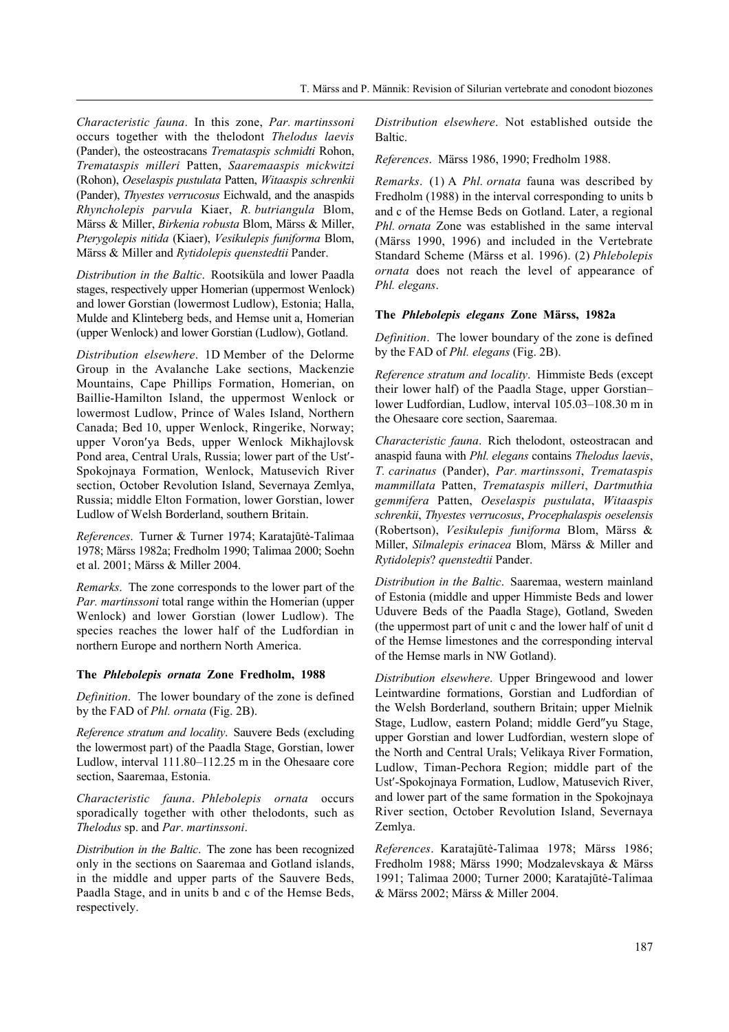*Characteristic fauna*. In this zone, *Par. martinssoni* occurs together with the thelodont *Thelodus laevis* (Pander), the osteostracans *Trematapsis schmidti* Rohon, *Tremataspis milleri* Patten, *Saaremaaspis mickwitzi* (Rohon), *Oeselaspis pustulata* Patten, *Witaaspis schrenkii* (Pander), *Thyestes verrucosus* Eichwald, and the anaspids *Rhyncholepis parvula* Kiaer, *R. butriangula* Blom, Märss & Miller, *Birkenia robusta* Blom, Märss & Miller, *Pterygolepis nitida* (Kiaer), *Vesikulepis funiforma* Blom, Märss & Miller and *Rytidolepis quenstedtii* Pander.

*Distribution in the Baltic*. Rootsiküla and lower Paadla stages, respectively upper Homerian (uppermost Wenlock) and lower Gorstian (lowermost Ludlow), Estonia; Halla, Mulde and Klinteberg beds, and Hemse unit a, Homerian (upper Wenlock) and lower Gorstian (Ludlow), Gotland.

*Distribution elsewhere*. 1D Member of the Delorme Group in the Avalanche Lake sections, Mackenzie Mountains, Cape Phillips Formation, Homerian, on Baillie-Hamilton Island, the uppermost Wenlock or lowermost Ludlow, Prince of Wales Island, Northern Canada; Bed 10, upper Wenlock, Ringerike, Norway; upper Voron′ya Beds, upper Wenlock Mikhajlovsk Pond area, Central Urals, Russia; lower part of the Ust′-Spokojnaya Formation, Wenlock, Matusevich River section, October Revolution Island, Severnaya Zemlya, Russia; middle Elton Formation, lower Gorstian, lower Ludlow of Welsh Borderland, southern Britain.

*References*. Turner & Turner 1974; Karatajūtė-Talimaa 1978; Märss 1982a; Fredholm 1990; Talimaa 2000; Soehn et al. 2001; Märss & Miller 2004.

*Remarks*. The zone corresponds to the lower part of the *Par. martinssoni* total range within the Homerian (upper Wenlock) and lower Gorstian (lower Ludlow). The species reaches the lower half of the Ludfordian in northern Europe and northern North America.

### The *Phlebolepis ornata* Zone Fredholm, 1988

*Definition*. The lower boundary of the zone is defined by the FAD of *Phl. ornata* (Fig. 2B).

*Reference stratum and locality*. Sauvere Beds (excluding the lowermost part) of the Paadla Stage, Gorstian, lower Ludlow, interval 111.80–112.25 m in the Ohesaare core section, Saaremaa, Estonia.

*Characteristic fauna*. *Phlebolepis ornata* occurs sporadically together with other thelodonts, such as *Thelodus* sp. and *Par. martinssoni*.

*Distribution in the Baltic*. The zone has been recognized only in the sections on Saaremaa and Gotland islands, in the middle and upper parts of the Sauvere Beds, Paadla Stage, and in units b and c of the Hemse Beds, respectively.

*Distribution elsewhere*. Not established outside the Baltic.

*References*. Märss 1986, 1990; Fredholm 1988.

*Remarks*. (1) A *Phl. ornata* fauna was described by Fredholm (1988) in the interval corresponding to units b and c of the Hemse Beds on Gotland. Later, a regional *Phl. ornata* Zone was established in the same interval (Märss 1990, 1996) and included in the Vertebrate Standard Scheme (Märss et al. 1996). (2) *Phlebolepis ornata* does not reach the level of appearance of *Phl. elegans*.

### The *Phlebolepis elegans* Zone Märss, 1982a

*Definition*. The lower boundary of the zone is defined by the FAD of *Phl. elegans* (Fig. 2B).

*Reference stratum and locality*. Himmiste Beds (except their lower half) of the Paadla Stage, upper Gorstian–lower Ludfordian, Ludlow, interval 105.03–108.30 m in the Ohesaare core section, Saaremaa.

*Characteristic fauna*. Rich thelodont, osteostracan and anaspid fauna with *Phl. elegans* contains *Thelodus laevis*, *T. carinatus* (Pander), *Par. martinssoni*, *Tremataspis mammillata* Patten, *Tremataspis milleri*, *Dartmuthia gemmifera* Patten, *Oeselaspis pustulata*, *Witaaspis schrenkii*, *Thyestes verrucosus*, *Procephalaspis oeselensis* (Robertson), *Vesikulepis funiforma* Blom, Märss & Miller, *Silmalepis erinacea* Blom, Märss & Miller and *Rytidolepis*? *quenstedtii* Pander.

*Distribution in the Baltic*. Saaremaa, western mainland of Estonia (middle and upper Himmiste Beds and lower Uduvere Beds of the Paadla Stage), Gotland, Sweden (the uppermost part of unit c and the lower half of unit d of the Hemse limestones and the corresponding interval of the Hemse marls in NW Gotland).

*Distribution elsewhere*. Upper Bringewood and lower Leintwardine formations, Gorstian and Ludfordian of the Welsh Borderland, southern Britain; upper Mielnik Stage, Ludlow, eastern Poland; middle Gerd″yu Stage, upper Gorstian and lower Ludfordian, western slope of the North and Central Urals; Velikaya River Formation, Ludlow, Timan-Pechora Region; middle part of the Ust′-Spokojnaya Formation, Ludlow, Matusevich River, and lower part of the same formation in the Spokojnaya River section, October Revolution Island, Severnaya Zemlya.

*References*. Karatajūtė-Talimaa 1978; Märss 1986; Fredholm 1988; Märss 1990; Modzalevskaya & Märss 1991; Talimaa 2000; Turner 2000; Karatajūtė-Talimaa & Märss 2002; Märss & Miller 2004.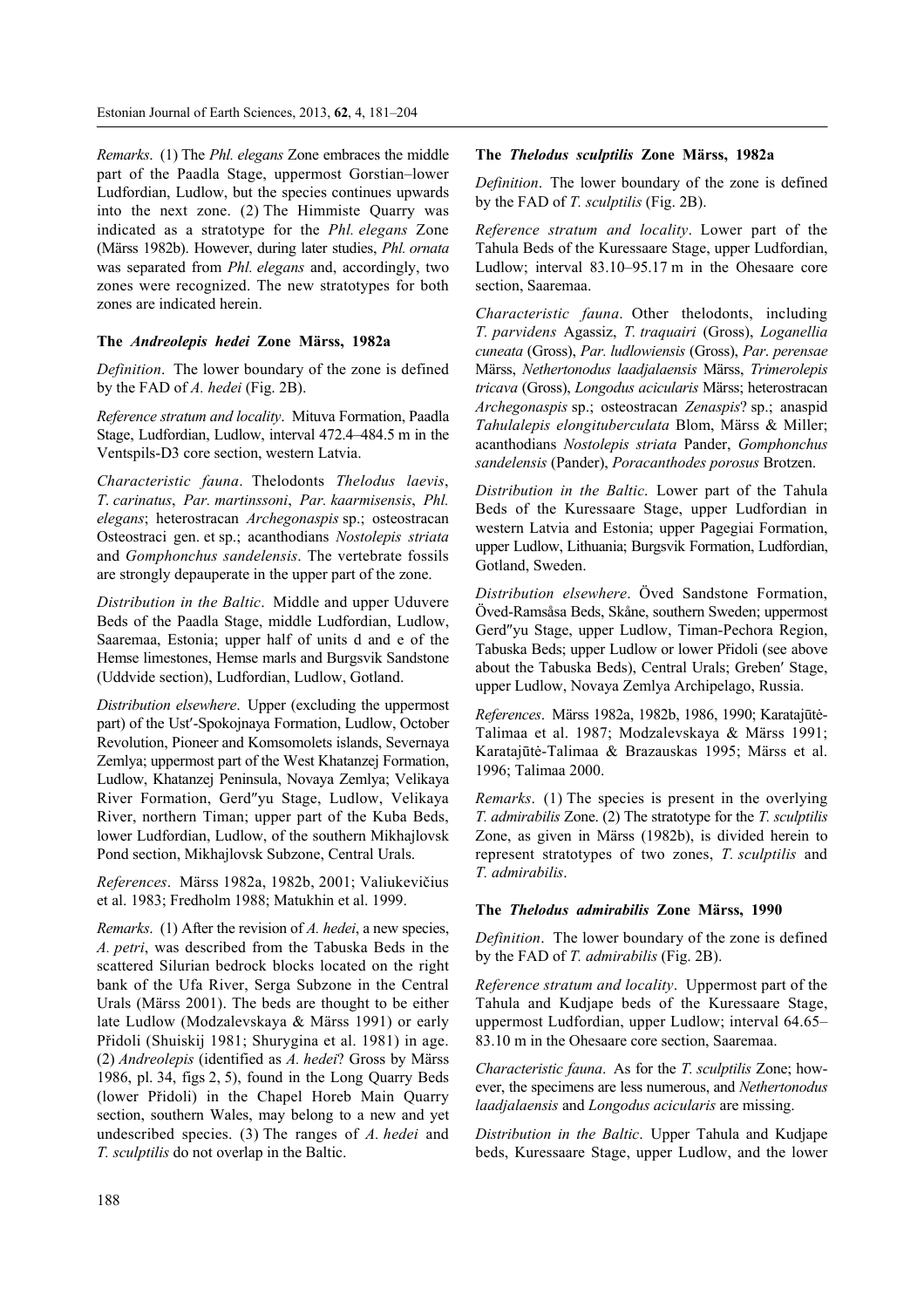*Remarks*. (1) The *Phl. elegans* Zone embraces the middle part of the Paadla Stage, uppermost Gorstian–lower Ludfordian, Ludlow, but the species continues upwards into the next zone. (2) The Himmiste Quarry was indicated as a stratotype for the *Phl. elegans* Zone (Märss 1982b). However, during later studies, *Phl. ornata* was separated from *Phl. elegans* and, accordingly, two zones were recognized. The new stratotypes for both zones are indicated herein.

### The *Andreolepis hedei* Zone Märss, 1982a

*Definition*. The lower boundary of the zone is defined by the FAD of *A. hedei* (Fig. 2B).

*Reference stratum and locality*. Mituva Formation, Paadla Stage, Ludfordian, Ludlow, interval 472.4–484.5 m in the Ventspils-D3 core section, western Latvia.

*Characteristic fauna*. Thelodonts *Thelodus laevis*, *T. carinatus*, *Par. martinssoni*, *Par. kaarmisensis*, *Phl. elegans*; heterostracan *Archegonaspis* sp.; osteostracan Osteostraci gen. et sp.; acanthodians *Nostolepis striata* and *Gomphonchus sandelensis*. The vertebrate fossils are strongly depauperate in the upper part of the zone.

*Distribution in the Baltic*. Middle and upper Uduvere Beds of the Paadla Stage, middle Ludfordian, Ludlow, Saaremaa, Estonia; upper half of units d and e of the Hemse limestones, Hemse marls and Burgsvik Sandstone (Uddvide section), Ludfordian, Ludlow, Gotland.

*Distribution elsewhere*. Upper (excluding the uppermost part) of the Ust′-Spokojnaya Formation, Ludlow, October Revolution, Pioneer and Komsomolets islands, Severnaya Zemlya; uppermost part of the West Khatanzej Formation, Ludlow, Khatanzej Peninsula, Novaya Zemlya; Velikaya River Formation, Gerd″yu Stage, Ludlow, Velikaya River, northern Timan; upper part of the Kuba Beds, lower Ludfordian, Ludlow, of the southern Mikhajlovsk Pond section, Mikhajlovsk Subzone, Central Urals.

*References*. Märss 1982a, 1982b, 2001; Valiukevičius et al. 1983; Fredholm 1988; Matukhin et al. 1999.

*Remarks*. (1) After the revision of *A. hedei*, a new species, *A. petri*, was described from the Tabuska Beds in the scattered Silurian bedrock blocks located on the right bank of the Ufa River, Serga Subzone in the Central Urals (Märss 2001). The beds are thought to be either late Ludlow (Modzalevskaya & Märss 1991) or early Přidoli (Shuiskij 1981; Shurygina et al. 1981) in age. (2) *Andreolepis* (identified as *A. hedei*? Gross by Märss 1986, pl. 34, figs 2, 5), found in the Long Quarry Beds (lower Přidoli) in the Chapel Horeb Main Quarry section, southern Wales, may belong to a new and yet undescribed species. (3) The ranges of *A. hedei* and *T. sculptilis* do not overlap in the Baltic.

### The *Thelodus sculptilis* Zone Märss, 1982a

*Definition*. The lower boundary of the zone is defined by the FAD of *T. sculptilis* (Fig. 2B).

*Reference stratum and locality*. Lower part of the Tahula Beds of the Kuressaare Stage, upper Ludfordian, Ludlow; interval 83.10–95.17 m in the Ohesaare core section, Saaremaa.

*Characteristic fauna*. Other thelodonts, including *T. parvidens* Agassiz, *T. traquairi* (Gross), *Loganellia cuneata* (Gross), *Par. ludlowiensis* (Gross), *Par. perensae* Märss, *Nethertonodus laadjalaensis* Märss, *Trimerolepis tricava* (Gross), *Longodus acicularis* Märss; heterostracan *Archegonaspis* sp.; osteostracan *Zenaspis*? sp.; anaspid *Tahulalepis elongituberculata* Blom, Märss & Miller; acanthodians *Nostolepis striata* Pander, *Gomphonchus sandelensis* (Pander), *Poracanthodes porosus* Brotzen.

*Distribution in the Baltic*. Lower part of the Tahula Beds of the Kuressaare Stage, upper Ludfordian in western Latvia and Estonia; upper Pagegiai Formation, upper Ludlow, Lithuania; Burgsvik Formation, Ludfordian, Gotland, Sweden.

*Distribution elsewhere*. Öved Sandstone Formation, Öved-Ramsåsa Beds, Skåne, southern Sweden; uppermost Gerd″yu Stage, upper Ludlow, Timan-Pechora Region, Tabuska Beds; upper Ludlow or lower Přidoli (see above about the Tabuska Beds), Central Urals; Greben′ Stage, upper Ludlow, Novaya Zemlya Archipelago, Russia.

*References*. Märss 1982a, 1982b, 1986, 1990; Karatajūtė-Talimaa et al. 1987; Modzalevskaya & Märss 1991; Karatajūtė-Talimaa & Brazauskas 1995; Märss et al. 1996; Talimaa 2000.

*Remarks*. (1) The species is present in the overlying *T. admirabilis* Zone. (2) The stratotype for the *T. sculptilis* Zone, as given in Märss (1982b), is divided herein to represent stratotypes of two zones, *T. sculptilis* and *T. admirabilis*.

### The *Thelodus admirabilis* Zone Märss, 1990

*Definition*. The lower boundary of the zone is defined by the FAD of *T. admirabilis* (Fig. 2B).

*Reference stratum and locality*. Uppermost part of the Tahula and Kudjape beds of the Kuressaare Stage, uppermost Ludfordian, upper Ludlow; interval 64.65–83.10 m in the Ohesaare core section, Saaremaa.

*Characteristic fauna*. As for the *T. sculptilis* Zone; however, the specimens are less numerous, and *Nethertonodus laadjalaensis* and *Longodus acicularis* are missing.

*Distribution in the Baltic*. Upper Tahula and Kudjape beds, Kuressaare Stage, upper Ludlow, and the lower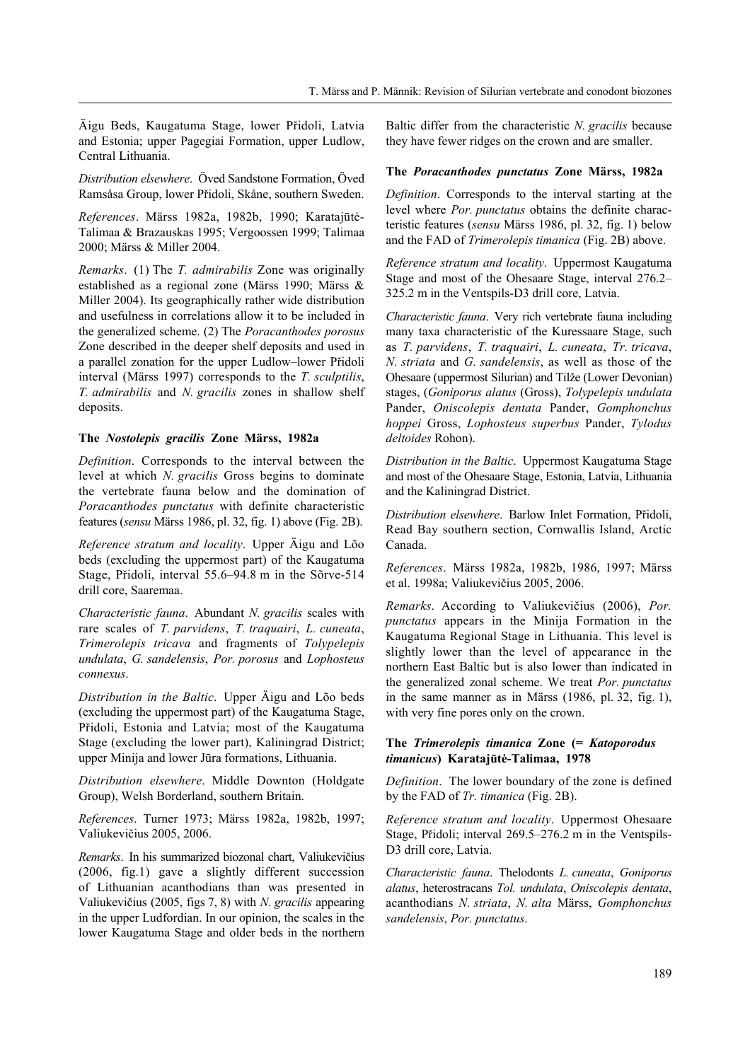Äigu Beds, Kaugatuma Stage, lower Přidoli, Latvia and Estonia; upper Pagegiai Formation, upper Ludlow, Central Lithuania.

*Distribution elsewhere*. Öved Sandstone Formation, Öved Ramsåsa Group, lower Přidoli, Skåne, southern Sweden.

*References*. Märss 1982a, 1982b, 1990; Karatajūtė-Talimaa & Brazauskas 1995; Vergoossen 1999; Talimaa 2000; Märss & Miller 2004.

*Remarks*. (1) The *T. admirabilis* Zone was originally established as a regional zone (Märss 1990; Märss & Miller 2004). Its geographically rather wide distribution and usefulness in correlations allow it to be included in the generalized scheme. (2) The *Poracanthodes porosus* Zone described in the deeper shelf deposits and used in a parallel zonation for the upper Ludlow–lower Přidoli interval (Märss 1997) corresponds to the *T. sculptilis*, *T. admirabilis* and *N. gracilis* zones in shallow shelf deposits.

### The *Nostolepis gracilis* Zone Märss, 1982a

*Definition*. Corresponds to the interval between the level at which *N. gracilis* Gross begins to dominate the vertebrate fauna below and the domination of *Poracanthodes punctatus* with definite characteristic features (*sensu* Märss 1986, pl. 32, fig. 1) above (Fig. 2B).

*Reference stratum and locality*. Upper Äigu and Lõo beds (excluding the uppermost part) of the Kaugatuma Stage, Přidoli, interval 55.6–94.8 m in the Sõrve-514 drill core, Saaremaa.

*Characteristic fauna*. Abundant *N. gracilis* scales with rare scales of *T. parvidens*, *T. traquairi*, *L. cuneata*, *Trimerolepis tricava* and fragments of *Tolypelepis undulata*, *G. sandelensis*, *Por. porosus* and *Lophosteus connexus*.

*Distribution in the Baltic*. Upper Äigu and Lõo beds (excluding the uppermost part) of the Kaugatuma Stage, Přidoli, Estonia and Latvia; most of the Kaugatuma Stage (excluding the lower part), Kaliningrad District; upper Minija and lower Jūra formations, Lithuania.

*Distribution elsewhere*. Middle Downton (Holdgate Group), Welsh Borderland, southern Britain.

*References*. Turner 1973; Märss 1982a, 1982b, 1997; Valiukevičius 2005, 2006.

*Remarks*. In his summarized biozonal chart, Valiukevičius (2006, fig.1) gave a slightly different succession of Lithuanian acanthodians than was presented in Valiukevičius (2005, figs 7, 8) with *N. gracilis* appearing in the upper Ludfordian. In our opinion, the scales in the lower Kaugatuma Stage and older beds in the northern Baltic differ from the characteristic *N. gracilis* because they have fewer ridges on the crown and are smaller.

### The *Poracanthodes punctatus* Zone Märss, 1982a

*Definition*. Corresponds to the interval starting at the level where *Por. punctatus* obtains the definite characteristic features (*sensu* Märss 1986, pl. 32, fig. 1) below and the FAD of *Trimerolepis timanica* (Fig. 2B) above.

*Reference stratum and locality*. Uppermost Kaugatuma Stage and most of the Ohesaare Stage, interval 276.2–325.2 m in the Ventspils-D3 drill core, Latvia.

*Characteristic fauna*. Very rich vertebrate fauna including many taxa characteristic of the Kuressaare Stage, such as *T. parvidens*, *T. traquairi*, *L. cuneata*, *Tr. tricava*, *N. striata* and *G. sandelensis*, as well as those of the Ohesaare (uppermost Silurian) and Tilže (Lower Devonian) stages, (*Goniporus alatus* (Gross), *Tolypelepis undulata* Pander, *Oniscolepis dentata* Pander, *Gomphonchus hoppei* Gross, *Lophosteus superbus* Pander, *Tylodus deltoides* Rohon).

*Distribution in the Baltic*. Uppermost Kaugatuma Stage and most of the Ohesaare Stage, Estonia, Latvia, Lithuania and the Kaliningrad District.

*Distribution elsewhere*. Barlow Inlet Formation, Přidoli, Read Bay southern section, Cornwallis Island, Arctic Canada.

*References*. Märss 1982a, 1982b, 1986, 1997; Märss et al. 1998a; Valiukevičius 2005, 2006.

*Remarks*. According to Valiukevičius (2006), *Por. punctatus* appears in the Minija Formation in the Kaugatuma Regional Stage in Lithuania. This level is slightly lower than the level of appearance in the northern East Baltic but is also lower than indicated in the generalized zonal scheme. We treat *Por. punctatus* in the same manner as in Märss (1986, pl. 32, fig. 1), with very fine pores only on the crown.

### The *Trimerolepis timanica* Zone (= *Katoporodus timanicus*) Karatajūtė-Talimaa, 1978

*Definition*. The lower boundary of the zone is defined by the FAD of *Tr. timanica* (Fig. 2B).

*Reference stratum and locality*. Uppermost Ohesaare Stage, Přidoli; interval 269.5–276.2 m in the Ventspils-D3 drill core, Latvia.

*Characteristic fauna*. Thelodonts *L. cuneata*, *Goniporus alatus*, heterostracans *Tol. undulata*, *Oniscolepis dentata*, acanthodians *N. striata*, *N. alta* Märss, *Gomphonchus sandelensis*, *Por. punctatus*.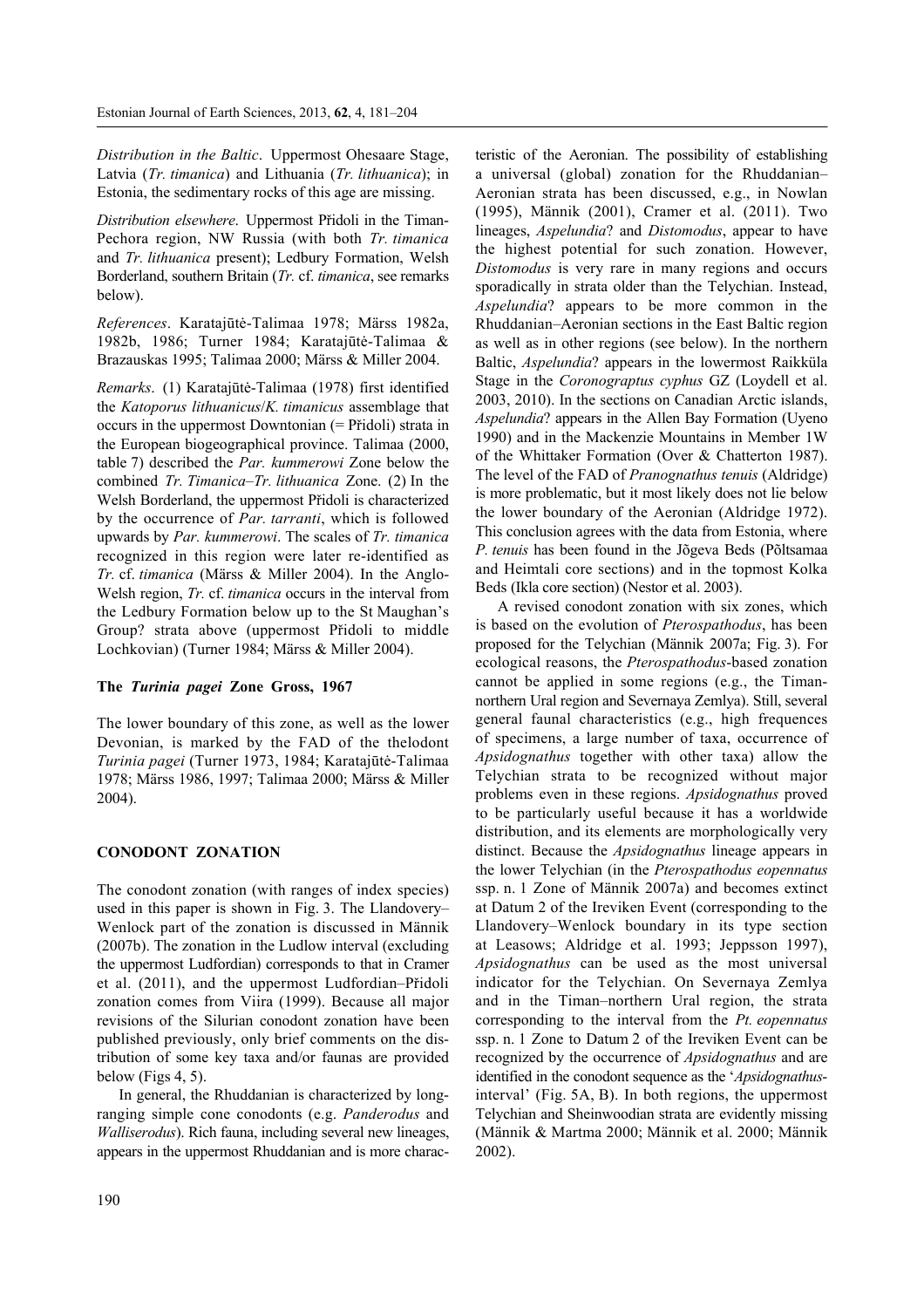*Distribution in the Baltic*. Uppermost Ohesaare Stage, Latvia (*Tr. timanica*) and Lithuania (*Tr. lithuanica*); in Estonia, the sedimentary rocks of this age are missing.

*Distribution elsewhere*. Uppermost Přidoli in the Timan-Pechora region, NW Russia (with both *Tr. timanica* and *Tr. lithuanica* present); Ledbury Formation, Welsh Borderland, southern Britain (*Tr.* cf. *timanica*, see remarks below).

*References*. Karatajūtė-Talimaa 1978; Märss 1982a, 1982b, 1986; Turner 1984; Karatajūtė-Talimaa & Brazauskas 1995; Talimaa 2000; Märss & Miller 2004.

*Remarks*. (1) Karatajūtė-Talimaa (1978) first identified the *Katoporus lithuanicus*/*K. timanicus* assemblage that occurs in the uppermost Downtonian (= Přidoli) strata in the European biogeographical province. Talimaa (2000, table 7) described the *Par. kummerowi* Zone below the combined *Tr. Timanica*–*Tr. lithuanica* Zone. (2) In the Welsh Borderland, the uppermost Přidoli is characterized by the occurrence of *Par. tarranti*, which is followed upwards by *Par. kummerowi*. The scales of *Tr. timanica* recognized in this region were later re-identified as *Tr.* cf. *timanica* (Märss & Miller 2004). In the Anglo-Welsh region, *Tr.* cf. *timanica* occurs in the interval from the Ledbury Formation below up to the St Maughan's Group? strata above (uppermost Přidoli to middle Lochkovian) (Turner 1984; Märss & Miller 2004).

### The *Turinia pagei* Zone Gross, 1967

The lower boundary of this zone, as well as the lower Devonian, is marked by the FAD of the thelodont *Turinia pagei* (Turner 1973, 1984; Karatajūtė-Talimaa 1978; Märss 1986, 1997; Talimaa 2000; Märss & Miller 2004).

## CONODONT ZONATION

The conodont zonation (with ranges of index species) used in this paper is shown in Fig. 3. The Llandovery–Wenlock part of the zonation is discussed in Männik (2007b). The zonation in the Ludlow interval (excluding the uppermost Ludfordian) corresponds to that in Cramer et al. (2011), and the uppermost Ludfordian–Přidoli zonation comes from Viira (1999). Because all major revisions of the Silurian conodont zonation have been published previously, only brief comments on the distribution of some key taxa and/or faunas are provided below (Figs 4, 5).

In general, the Rhuddanian is characterized by long-ranging simple cone conodonts (e.g. *Panderodus* and *Walliserodus*). Rich fauna, including several new lineages, appears in the uppermost Rhuddanian and is more characteristic of the Aeronian. The possibility of establishing a universal (global) zonation for the Rhuddanian–Aeronian strata has been discussed, e.g., in Nowlan (1995), Männik (2001), Cramer et al. (2011). Two lineages, *Aspelundia*? and *Distomodus*, appear to have the highest potential for such zonation. However, *Distomodus* is very rare in many regions and occurs sporadically in strata older than the Telychian. Instead, *Aspelundia*? appears to be more common in the Rhuddanian–Aeronian sections in the East Baltic region as well as in other regions (see below). In the northern Baltic, *Aspelundia*? appears in the lowermost Raikküla Stage in the *Coronograptus cyphus* GZ (Loydell et al. 2003, 2010). In the sections on Canadian Arctic islands, *Aspelundia*? appears in the Allen Bay Formation (Uyeno 1990) and in the Mackenzie Mountains in Member 1W of the Whittaker Formation (Over & Chatterton 1987). The level of the FAD of *Pranognathus tenuis* (Aldridge) is more problematic, but it most likely does not lie below the lower boundary of the Aeronian (Aldridge 1972). This conclusion agrees with the data from Estonia, where *P. tenuis* has been found in the Jõgeva Beds (Põltsamaa and Heimtali core sections) and in the topmost Kolka Beds (Ikla core section) (Nestor et al. 2003).

A revised conodont zonation with six zones, which is based on the evolution of *Pterospathodus*, has been proposed for the Telychian (Männik 2007a; Fig. 3). For ecological reasons, the *Pterospathodus*-based zonation cannot be applied in some regions (e.g., the Timan-northern Ural region and Severnaya Zemlya). Still, several general faunal characteristics (e.g., high frequences of specimens, a large number of taxa, occurrence of *Apsidognathus* together with other taxa) allow the Telychian strata to be recognized without major problems even in these regions. *Apsidognathus* proved to be particularly useful because it has a worldwide distribution, and its elements are morphologically very distinct. Because the *Apsidognathus* lineage appears in the lower Telychian (in the *Pterospathodus eopennatus* ssp. n. 1 Zone of Männik 2007a) and becomes extinct at Datum 2 of the Ireviken Event (corresponding to the Llandovery–Wenlock boundary in its type section at Leasows; Aldridge et al. 1993; Jeppsson 1997), *Apsidognathus* can be used as the most universal indicator for the Telychian. On Severnaya Zemlya and in the Timan–northern Ural region, the strata corresponding to the interval from the *Pt. eopennatus* ssp. n. 1 Zone to Datum 2 of the Ireviken Event can be recognized by the occurrence of *Apsidognathus* and are identified in the conodont sequence as the '*Apsidognathus*-interval' (Fig. 5A, B). In both regions, the uppermost Telychian and Sheinwoodian strata are evidently missing (Männik & Martma 2000; Männik et al. 2000; Männik 2002).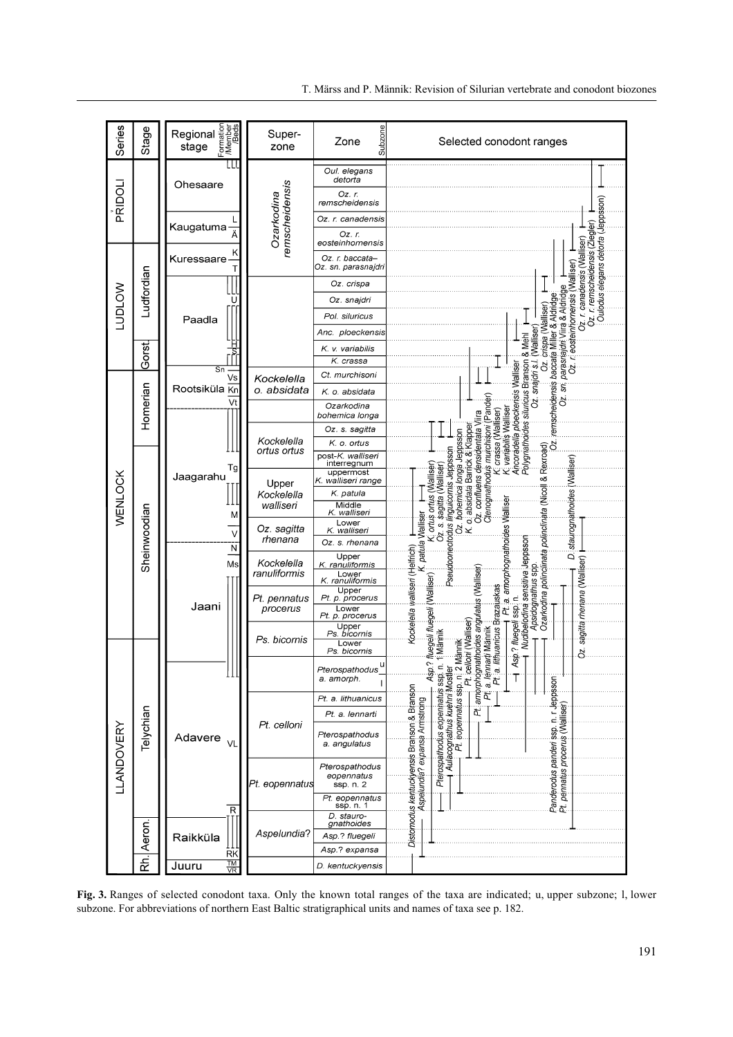| Superzone | Zone |
|---|---|
| *Ozarkodina remscheidensis* | *Oul. elegans detorta* |
| | *Oz. r. remscheidensis* |
| | *Oz. r. canadensis* |
| | *Oz. r. eosteinhornensis* |
| | *Oz. r. baccata–Oz. sn. parasnajdri* |
| | *Oz. crispa* |
| | *Oz. snajdri* |
| | *Pol. siluricus* |
| | *Anc. ploeckensis* |
| | *K. v. variabilis* |
| | *K. crassa* |
| *Kockelella o. absidata* | *Ct. murchisoni* |
| | *K. o. absidata* |
| | *Ozarkodina bohemica longa* |
| *Kockelella ortus ortus* | *Oz. s. sagitta* |
| | *K. o. ortus* |
| | post-*K. walliseri* interregnum |
| Upper *Kockelella walliseri* | uppermost *K. walliseri* range |
| | *K. patula* |
| | Middle *K. walliseri* |
| *Oz. sagitta rhenana* | Lower *K. walliseri* |
| | *Oz. s. rhenana* |
| *Kockelella ranuliformis* | Upper *K. ranuliformis* |
| | Lower *K. ranuliformis* |
| *Pt. pennatus procerus* | Upper *Pt. p. procerus* |
| | Lower *Pt. p. procerus* |
| *Ps. bicornis* | Upper *Ps. bicornis* |
| | Lower *Ps. bicornis* |
| | *Pterospathodus a. amorph.* (u, l) |
| *Pt. celloni* | *Pt. a. lithuanicus* |
| | *Pt. a. lennarti* |
| | *Pterospathodus a. angulatus* |
| *Pt. eopennatus* | *Pterospathodus eopennatus* ssp. n. 2 |
| | *Pt. eopennatus* ssp. n. 1 |
| *Aspelundia*? | *D. staurognathoides* |
| | *Asp.? fluegeli* |
| | *Asp.? expansa* |
| | *D. kentuckyensis* |

Series: PRIDOLI, LUDLOW, WENLOCK, LLANDOVERY. Stages: Ludfordian, Gorst., Homerian, Sheinwoodian, Telychian, Aeron., Rh. Regional stages: Ohesaare, Kaugatuma, Kuressaare, Paadla, Rootsiküla, Jaagarahu, Jaani, Adavere, Raikküla, Juuru.

Selected conodont ranges: *Distomodus kentuckyensis* Branson & Branson; *Aspelundia? expansa* Armstrong; *Asp.? fluegeli fluegeli* (Walliser); *Pterospathodus eopennatus* ssp. n. 1 Männik; *Aulacognathus kuehni* Mostler; *Pt. eopennatus* ssp. n. 2 Männik; *Pt. celloni* (Walliser); *Pt. amorphognathoides angulatus* (Walliser); *Pt. a. lennarti* Männik; *Pt. a. lithuanicus* Brazauskas; *Asp.? fluegeli* ssp. n.; *Pt. a. amorphognathoides* Walliser; *Nudibelodina sensitiva* Jeppsson; *Apsidognathus* spp.; *Ozarkodina polinclinata polinclinata* (Nicoll & Rexroad); *Panderodus panderi* ssp. n. r Jeppsson; *Pt. pennatus procerus* (Walliser); *Oz. sagitta rhenana* (Walliser); *D. staurognathoides* (Walliser); *Kockelella walliseri* (Helfrich); *K. patula* Walliser; *K. ortus ortus* (Walliser); *Oz. s. sagitta* (Walliser); *Pseudooneotodus linguicornis* Jeppsson; *Oz. bohemica longa* Jeppsson; *K. o. absidata* Barrick & Klapper; *Oz. confluens densidentata* Viira; *Ctenognathodus murchisoni* (Pander); *K. crassa* (Walliser); *K. variabilis* Walliser; *Ancoradella ploeckensis* Walliser; *Polygnathoides siluricus* Branson & Mehl; *Oz. snajdri* s.l. (Walliser); *Oz. crispa* (Walliser); *Oz. remscheidensis baccata* Miller & Aldridge; *Oz. sn. parasnajdri* Viira & Aldridge; *Oz. r. eosteinhornensis* (Walliser); *Oz. r. canadensis* (Walliser); *Oz. r. remscheidensis* (Ziegler); *Oulodus elegans detorta* (Jeppsson).

**Fig. 3.** Ranges of selected conodont taxa. Only the known total ranges of the taxa are indicated; u, upper subzone; l, lower subzone. For abbreviations of northern East Baltic stratigraphical units and names of taxa see p. 182.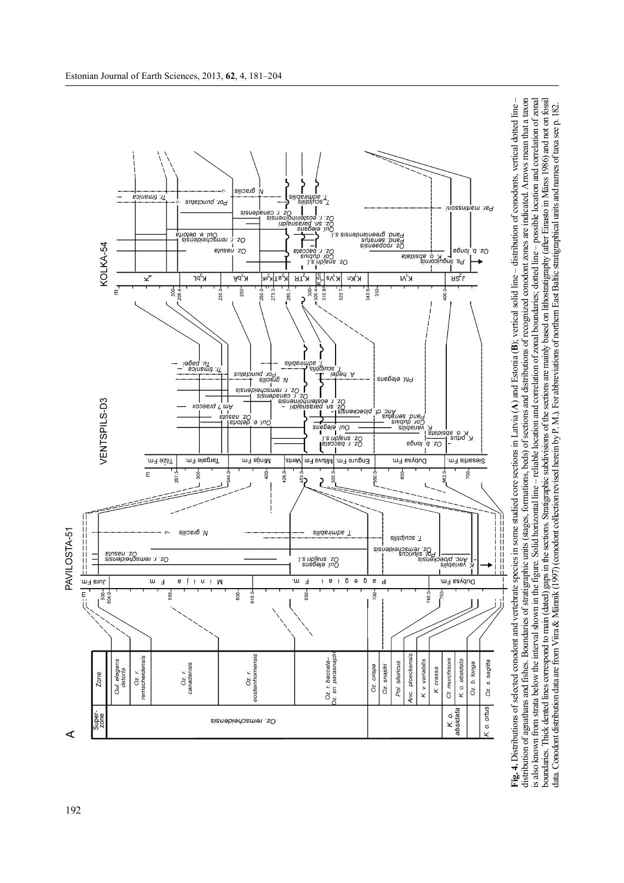**Fig. 4.** Distributions of selected conodont and vertebrate species in some studied core sections in Latvia (**A**) and Estonia (**B**); vertical solid line – distribution of conodonts, vertical dotted line – distribution of agnathans and fishes. Boundaries of stratigraphic units (stages, formations, beds) of sections and distributions of recognized conodont zones are indicated. Arrows mean that a taxon is also known from strata below the interval shown in the figure. Solid horizontal line – reliable location and correlation of zonal boundaries; dotted line – possible location and correlation of zonal boundaries. Thick dented lines correspond to main (dated) gaps in the sections. Stratigraphic subdivisions of the sections are mainly based on lithostratigraphy (after Einasto in Märss 1986) and not on fossil data. Conodont distribution data are from Viira & Männik (1997) (conodont collection revised herein by P. M.). For abbreviations of northern East Baltic stratigraphical units and names of taxa see p. 182.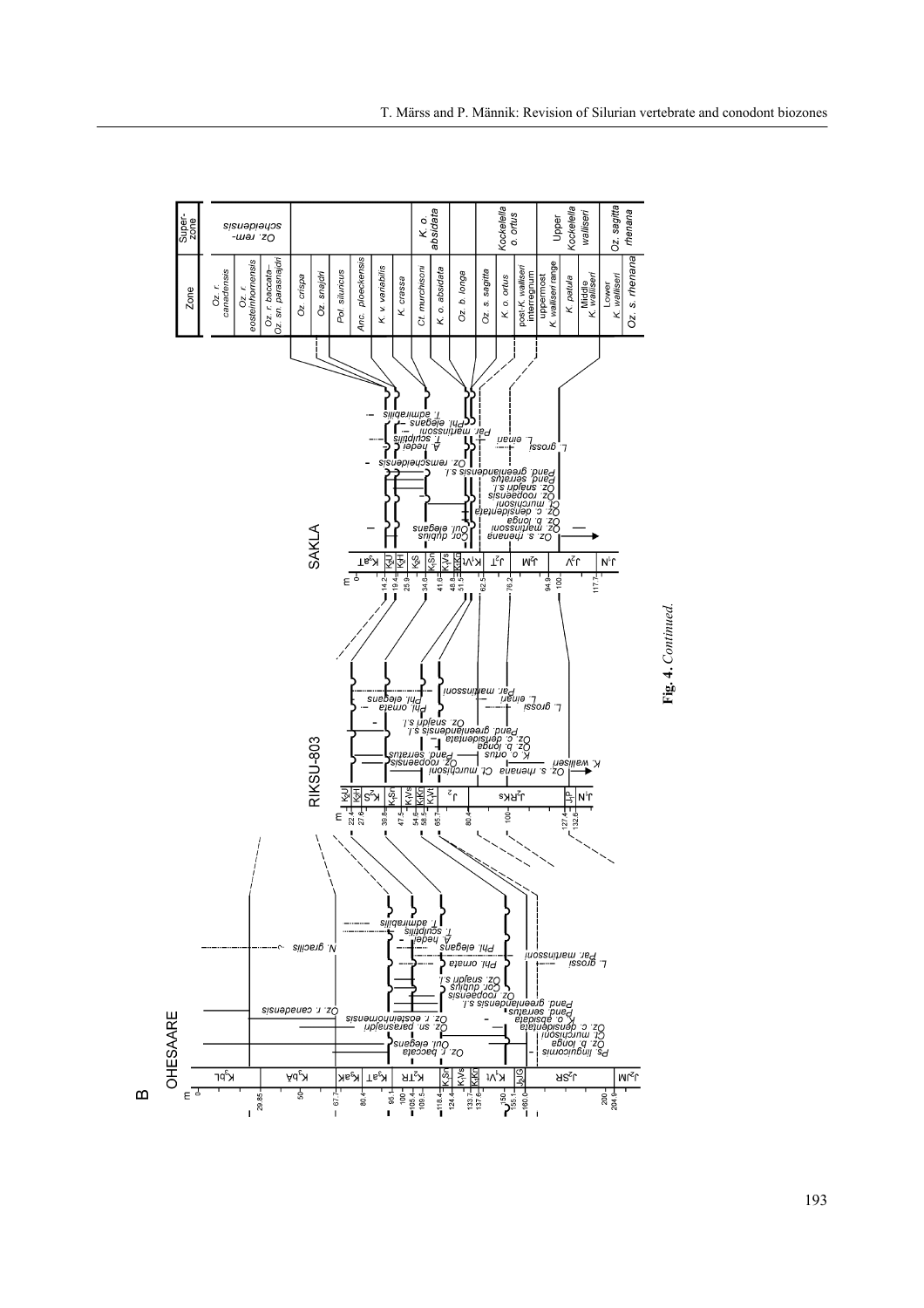**Fig. 4.** *Continued.*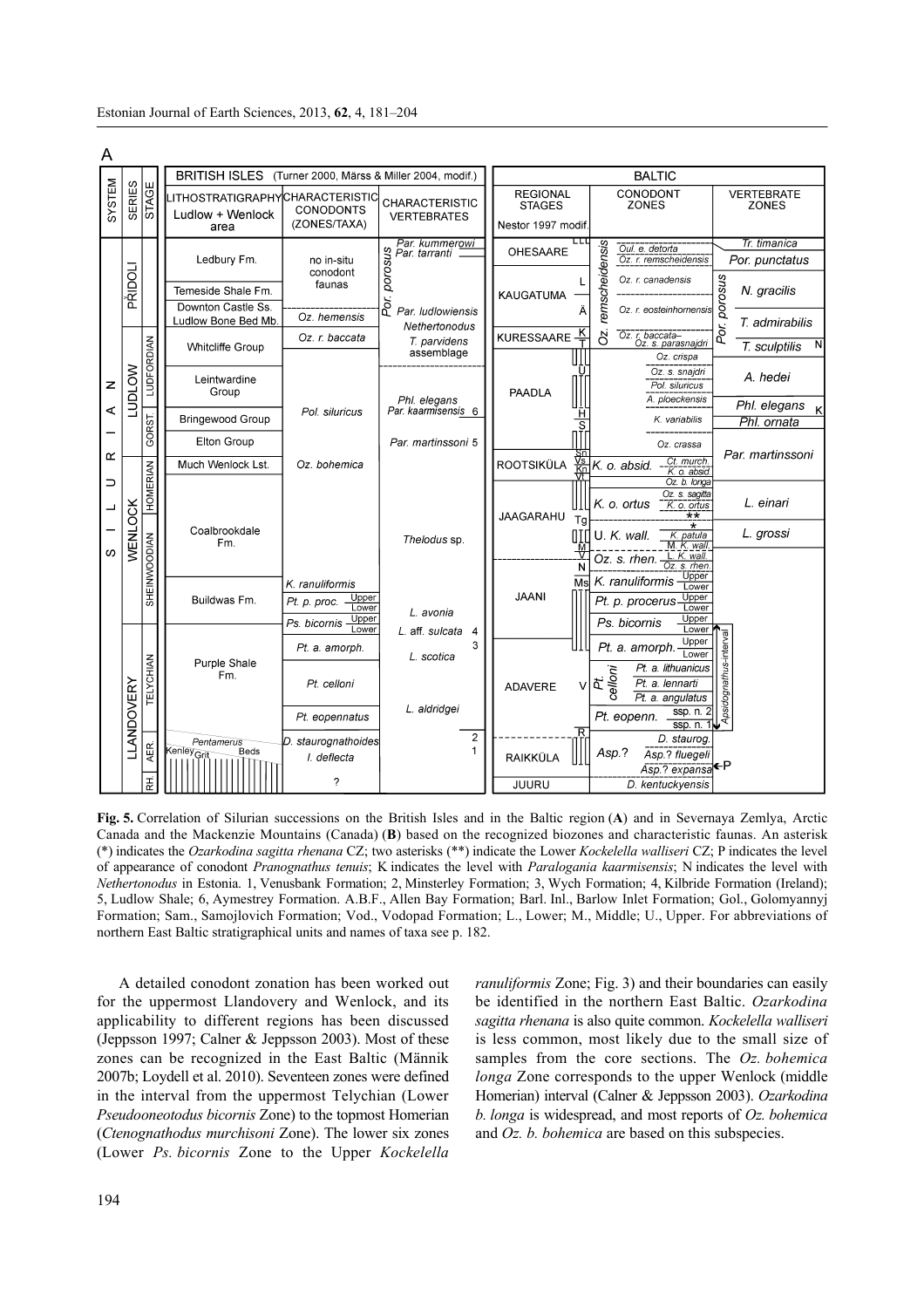A

| SYSTEM | SERIES | STAGE | BRITISH ISLES (Turner 2000, Märss & Miller 2004, modif.) LITHOSTRATIGRAPHY Ludlow + Wenlock area | CHARACTERISTIC CONODONTS (ZONES/TAXA) | CHARACTERISTIC VERTEBRATES | BALTIC REGIONAL STAGES Nestor 1997 modif. | CONODONT ZONES | VERTEBRATE ZONES |
|---|---|---|---|---|---|---|---|---|
| SILURIAN | PŘIDOLI | | Ledbury Fm. | no in-situ conodont faunas | Par. kummerowi, Par. tarranti; Por. porosus | OHESAARE | Oul. e. detorta; Oz. r. remscheidensis | Tr. timanica; Por. punctatus |
| | | | Temeside Shale Fm. | | | KAUGATUMA (L, Ä) | Oz. r. canadensis; Oz. r. eosteinhornensis (Oz. remscheidensis) | N. gracilis; T. admirabilis (Por. porosus) |
| | | | Downton Castle Ss. / Ludlow Bone Bed Mb. | Oz. hemensis | Par. ludlowiensis, Nethertonodus | | | |
| | LUDLOW | LUDFORDIAN | Whitcliffe Group | Oz. r. baccata | T. parvidens assemblage | KURESSAARE (K, T) | Oz. r. baccata– Oz. s. parasnajdri | T. sculptilis N |
| | | | Leintwardine Group | Pol. siluricus | Phl. elegans, Par. kaarmisensis 6 | PAADLA (Ü, H, S) | Oz. crispa; Oz. s. snajdri; Pol. siluricus; A. ploeckensis | A. hedei; Phl. elegans K |
| | | GORST. | Bringewood Group | | | | K. variabilis | Phl. ornata |
| | | | Elton Group | | Par. martinssoni 5 | | Oz. crassa | Par. martinssoni |
| | WENLOCK | HOMERIAN | Much Wenlock Lst. | Oz. bohemica | | ROOTSIKÜLA (Sn, Vs, Kn, Vl) | K. o. absid.: Ct. murch., K. o. absid.; Oz. b. longa | |
| | | | Coalbrookdale Fm. | | Thelodus sp. | JAAGARAHU (Tg, M, V) | K. o. ortus: Oz. s. sagitta, K. o. ortus, **, *; U. K. wall.: K. patula, M. K. wall. | L. einari; L. grossi |
| | | SHEINWOODIAN | | | | (N) | Oz. s. rhen.: L. K. wall., Oz. s. rhen. | |
| | | | Buildwas Fm. | K. ranuliformis; Pt. p. proc. Upper/Lower; Ps. bicornis Upper/Lower | L. avonia | JAANI (Ms) | K. ranuliformis Upper/Lower; Pt. p. procerus Upper/Lower; Ps. bicornis Upper/Lower | |
| | LLANDOVERY | TELYCHIAN | Purple Shale Fm. | Pt. a. amorph.; Pt. celloni; Pt. eopennatus | L. aff. sulcata 4; L. scotica 3; L. aldridgei | ADAVERE (V, R) | Pt. a. amorph. Upper/Lower; Pt. celloni: Pt. a. lithuanicus, Pt. a. lennarti, Pt. a. angulatus; Pt. eopenn. ssp. n. 2, ssp. n. 1 | Apsidognathus-interval |
| | | AER. | Pentamerus Beds, Kenley Grit | D. staurognathoides; I. deflecta | 2; 1 | RAIKKÜLA | D. staurog.; Asp.?: Asp.? fluegeli, Asp.? expansa ←P | |
| | | RH. | | ? | | JUURU | D. kentuckyensis | |

**Fig. 5.** Correlation of Silurian successions on the British Isles and in the Baltic region (**A**) and in Severnaya Zemlya, Arctic Canada and the Mackenzie Mountains (Canada) (**B**) based on the recognized biozones and characteristic faunas. An asterisk (*) indicates the *Ozarkodina sagitta rhenana* CZ; two asterisks (**) indicate the Lower *Kockelella walliseri* CZ; P indicates the level of appearance of conodont *Pranognathus tenuis*; K indicates the level with *Paralogania kaarmisensis*; N indicates the level with *Nethertonodus* in Estonia. 1, Venusbank Formation; 2, Minsterley Formation; 3, Wych Formation; 4, Kilbride Formation (Ireland); 5, Ludlow Shale; 6, Aymestrey Formation. A.B.F., Allen Bay Formation; Barl. Inl., Barlow Inlet Formation; Gol., Golomyannyj Formation; Sam., Samojlovich Formation; Vod., Vodopad Formation; L., Lower; M., Middle; U., Upper. For abbreviations of northern East Baltic stratigraphical units and names of taxa see p. 182.

A detailed conodont zonation has been worked out for the uppermost Llandovery and Wenlock, and its applicability to different regions has been discussed (Jeppsson 1997; Calner & Jeppsson 2003). Most of these zones can be recognized in the East Baltic (Männik 2007b; Loydell et al. 2010). Seventeen zones were defined in the interval from the uppermost Telychian (Lower *Pseudooneotodus bicornis* Zone) to the topmost Homerian (*Ctenognathodus murchisoni* Zone). The lower six zones (Lower *Ps. bicornis* Zone to the Upper *Kockelella ranuliformis* Zone; Fig. 3) and their boundaries can easily be identified in the northern East Baltic. *Ozarkodina sagitta rhenana* is also quite common. *Kockelella walliseri* is less common, most likely due to the small size of samples from the core sections. The *Oz. bohemica longa* Zone corresponds to the upper Wenlock (middle Homerian) interval (Calner & Jeppsson 2003). *Ozarkodina b. longa* is widespread, and most reports of *Oz. bohemica* and *Oz. b. bohemica* are based on this subspecies.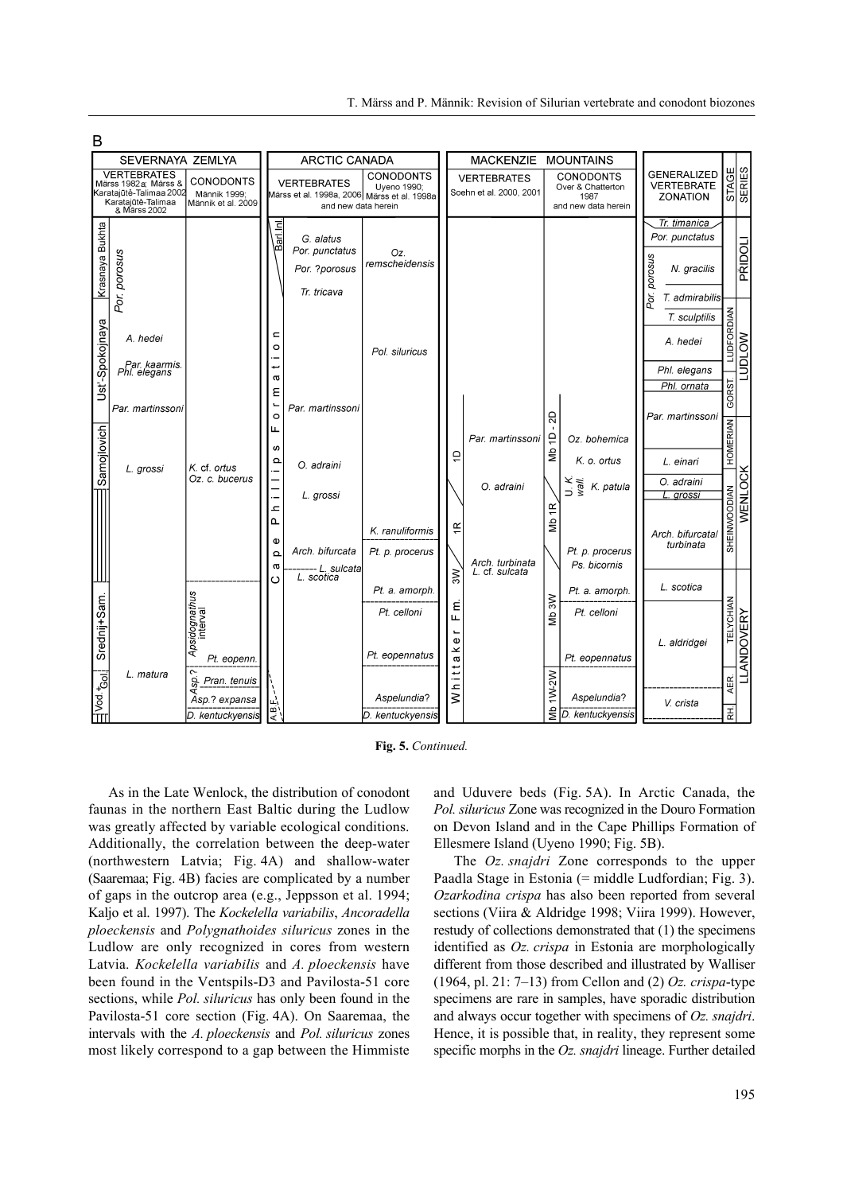**Fig. 5.** *Continued.*

As in the Late Wenlock, the distribution of conodont faunas in the northern East Baltic during the Ludlow was greatly affected by variable ecological conditions. Additionally, the correlation between the deep-water (northwestern Latvia; Fig. 4A) and shallow-water (Saaremaa; Fig. 4B) facies are complicated by a number of gaps in the outcrop area (e.g., Jeppsson et al. 1994; Kaljo et al. 1997). The *Kockelella variabilis*, *Ancoradella ploeckensis* and *Polygnathoides siluricus* zones in the Ludlow are only recognized in cores from western Latvia. *Kockelella variabilis* and *A. ploeckensis* have been found in the Ventspils-D3 and Pavilosta-51 core sections, while *Pol. siluricus* has only been found in the Pavilosta-51 core section (Fig. 4A). On Saaremaa, the intervals with the *A. ploeckensis* and *Pol. siluricus* zones most likely correspond to a gap between the Himmiste and Uduvere beds (Fig. 5A). In Arctic Canada, the *Pol. siluricus* Zone was recognized in the Douro Formation on Devon Island and in the Cape Phillips Formation of Ellesmere Island (Uyeno 1990; Fig. 5B).

The *Oz. snajdri* Zone corresponds to the upper Paadla Stage in Estonia (= middle Ludfordian; Fig. 3). *Ozarkodina crispa* has also been reported from several sections (Viira & Aldridge 1998; Viira 1999). However, restudy of collections demonstrated that (1) the specimens identified as *Oz. crispa* in Estonia are morphologically different from those described and illustrated by Walliser (1964, pl. 21: 7–13) from Cellon and (2) *Oz. crispa*-type specimens are rare in samples, have sporadic distribution and always occur together with specimens of *Oz. snajdri*. Hence, it is possible that, in reality, they represent some specific morphs in the *Oz. snajdri* lineage. Further detailed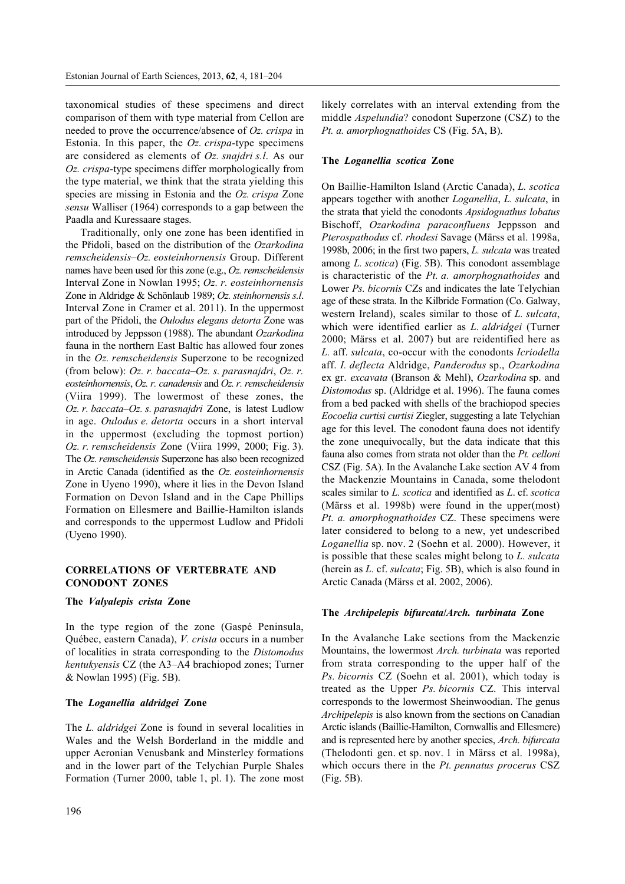taxonomical studies of these specimens and direct comparison of them with type material from Cellon are needed to prove the occurrence/absence of *Oz. crispa* in Estonia. In this paper, the *Oz. crispa*-type specimens are considered as elements of *Oz. snajdri s.l.* As our *Oz. crispa*-type specimens differ morphologically from the type material, we think that the strata yielding this species are missing in Estonia and the *Oz. crispa* Zone *sensu* Walliser (1964) corresponds to a gap between the Paadla and Kuressaare stages.

Traditionally, only one zone has been identified in the Přidoli, based on the distribution of the *Ozarkodina remscheidensis–Oz. eosteinhornensis* Group. Different names have been used for this zone (e.g., *Oz. remscheidensis* Interval Zone in Nowlan 1995; *Oz. r. eosteinhornensis* Zone in Aldridge & Schönlaub 1989; *Oz. steinhornensis s.l.* Interval Zone in Cramer et al. 2011). In the uppermost part of the Přidoli, the *Oulodus elegans detorta* Zone was introduced by Jeppsson (1988). The abundant *Ozarkodina* fauna in the northern East Baltic has allowed four zones in the *Oz. remscheidensis* Superzone to be recognized (from below): *Oz. r. baccata–Oz. s. parasnajdri*, *Oz. r. eosteinhornensis*, *Oz. r. canadensis* and *Oz. r. remscheidensis* (Viira 1999). The lowermost of these zones, the *Oz. r. baccata–Oz. s. parasnajdri* Zone, is latest Ludlow in age. *Oulodus e. detorta* occurs in a short interval in the uppermost (excluding the topmost portion) *Oz. r. remscheidensis* Zone (Viira 1999, 2000; Fig. 3). The *Oz. remscheidensis* Superzone has also been recognized in Arctic Canada (identified as the *Oz. eosteinhornensis* Zone in Uyeno 1990), where it lies in the Devon Island Formation on Devon Island and in the Cape Phillips Formation on Ellesmere and Baillie-Hamilton islands and corresponds to the uppermost Ludlow and Přidoli (Uyeno 1990).

## CORRELATIONS OF VERTEBRATE AND CONODONT ZONES

### The *Valyalepis crista* Zone

In the type region of the zone (Gaspé Peninsula, Québec, eastern Canada), *V. crista* occurs in a number of localities in strata corresponding to the *Distomodus kentukyensis* CZ (the A3–A4 brachiopod zones; Turner & Nowlan 1995) (Fig. 5B).

### The *Loganellia aldridgei* Zone

The *L. aldridgei* Zone is found in several localities in Wales and the Welsh Borderland in the middle and upper Aeronian Venusbank and Minsterley formations and in the lower part of the Telychian Purple Shales Formation (Turner 2000, table 1, pl. 1). The zone most likely correlates with an interval extending from the middle *Aspelundia*? conodont Superzone (CSZ) to the *Pt. a. amorphognathoides* CS (Fig. 5A, B).

### The *Loganellia scotica* Zone

On Baillie-Hamilton Island (Arctic Canada), *L. scotica* appears together with another *Loganellia*, *L. sulcata*, in the strata that yield the conodonts *Apsidognathus lobatus* Bischoff, *Ozarkodina paraconfluens* Jeppsson and *Pterospathodus* cf. *rhodesi* Savage (Märss et al. 1998a, 1998b, 2006; in the first two papers, *L. sulcata* was treated among *L. scotica*) (Fig. 5B). This conodont assemblage is characteristic of the *Pt. a. amorphognathoides* and Lower *Ps. bicornis* CZs and indicates the late Telychian age of these strata. In the Kilbride Formation (Co. Galway, western Ireland), scales similar to those of *L. sulcata*, which were identified earlier as *L. aldridgei* (Turner 2000; Märss et al. 2007) but are reidentified here as *L.* aff. *sulcata*, co-occur with the conodonts *Icriodella* aff. *I. deflecta* Aldridge, *Panderodus* sp., *Ozarkodina* ex gr. *excavata* (Branson & Mehl), *Ozarkodina* sp. and *Distomodus* sp. (Aldridge et al. 1996). The fauna comes from a bed packed with shells of the brachiopod species *Eocoelia curtisi curtisi* Ziegler, suggesting a late Telychian age for this level. The conodont fauna does not identify the zone unequivocally, but the data indicate that this fauna also comes from strata not older than the *Pt. celloni* CSZ (Fig. 5A). In the Avalanche Lake section AV 4 from the Mackenzie Mountains in Canada, some thelodont scales similar to *L. scotica* and identified as *L.* cf. *scotica* (Märss et al. 1998b) were found in the upper(most) *Pt. a. amorphognathoides* CZ. These specimens were later considered to belong to a new, yet undescribed *Loganellia* sp. nov. 2 (Soehn et al. 2000). However, it is possible that these scales might belong to *L. sulcata* (herein as *L.* cf. *sulcata*; Fig. 5B), which is also found in Arctic Canada (Märss et al. 2002, 2006).

### The *Archipelepis bifurcata*/*Arch. turbinata* Zone

In the Avalanche Lake sections from the Mackenzie Mountains, the lowermost *Arch. turbinata* was reported from strata corresponding to the upper half of the *Ps. bicornis* CZ (Soehn et al. 2001), which today is treated as the Upper *Ps. bicornis* CZ. This interval corresponds to the lowermost Sheinwoodian. The genus *Archipelepis* is also known from the sections on Canadian Arctic islands (Baillie-Hamilton, Cornwallis and Ellesmere) and is represented here by another species, *Arch. bifurcata* (Thelodonti gen. et sp. nov. 1 in Märss et al. 1998a), which occurs there in the *Pt. pennatus procerus* CSZ (Fig. 5B).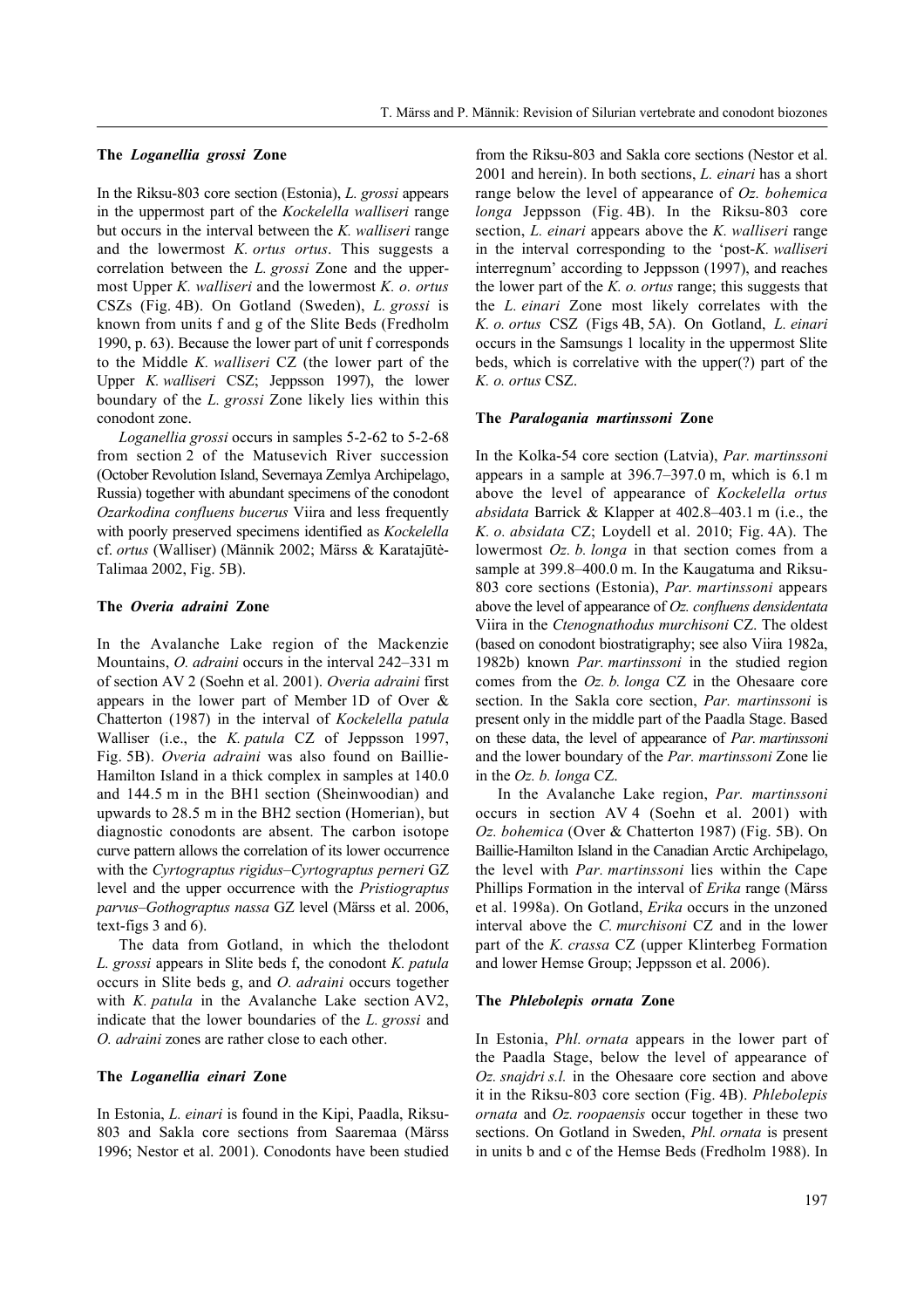### The *Loganellia grossi* Zone

In the Riksu-803 core section (Estonia), *L. grossi* appears in the uppermost part of the *Kockelella walliseri* range but occurs in the interval between the *K. walliseri* range and the lowermost *K. ortus ortus*. This suggests a correlation between the *L. grossi* Zone and the uppermost Upper *K. walliseri* and the lowermost *K. o. ortus* CSZs (Fig. 4B). On Gotland (Sweden), *L. grossi* is known from units f and g of the Slite Beds (Fredholm 1990, p. 63). Because the lower part of unit f corresponds to the Middle *K. walliseri* CZ (the lower part of the Upper *K. walliseri* CSZ; Jeppsson 1997), the lower boundary of the *L. grossi* Zone likely lies within this conodont zone.

*Loganellia grossi* occurs in samples 5-2-62 to 5-2-68 from section 2 of the Matusevich River succession (October Revolution Island, Severnaya Zemlya Archipelago, Russia) together with abundant specimens of the conodont *Ozarkodina confluens bucerus* Viira and less frequently with poorly preserved specimens identified as *Kockelella* cf. *ortus* (Walliser) (Männik 2002; Märss & Karatajūtė-Talimaa 2002, Fig. 5B).

### The *Overia adraini* Zone

In the Avalanche Lake region of the Mackenzie Mountains, *O. adraini* occurs in the interval 242–331 m of section AV 2 (Soehn et al. 2001). *Overia adraini* first appears in the lower part of Member 1D of Over & Chatterton (1987) in the interval of *Kockelella patula* Walliser (i.e., the *K. patula* CZ of Jeppsson 1997, Fig. 5B). *Overia adraini* was also found on Baillie-Hamilton Island in a thick complex in samples at 140.0 and 144.5 m in the BH1 section (Sheinwoodian) and upwards to 28.5 m in the BH2 section (Homerian), but diagnostic conodonts are absent. The carbon isotope curve pattern allows the correlation of its lower occurrence with the *Cyrtograptus rigidus*–*Cyrtograptus perneri* GZ level and the upper occurrence with the *Pristiograptus parvus*–*Gothograptus nassa* GZ level (Märss et al. 2006, text-figs 3 and 6).

The data from Gotland, in which the thelodont *L. grossi* appears in Slite beds f, the conodont *K. patula* occurs in Slite beds g, and *O. adraini* occurs together with *K. patula* in the Avalanche Lake section AV2, indicate that the lower boundaries of the *L. grossi* and *O. adraini* zones are rather close to each other.

### The *Loganellia einari* Zone

In Estonia, *L. einari* is found in the Kipi, Paadla, Riksu-803 and Sakla core sections from Saaremaa (Märss 1996; Nestor et al. 2001). Conodonts have been studied from the Riksu-803 and Sakla core sections (Nestor et al. 2001 and herein). In both sections, *L. einari* has a short range below the level of appearance of *Oz. bohemica longa* Jeppsson (Fig. 4B). In the Riksu-803 core section, *L. einari* appears above the *K. walliseri* range in the interval corresponding to the 'post-*K. walliseri* interregnum' according to Jeppsson (1997), and reaches the lower part of the *K. o. ortus* range; this suggests that the *L. einari* Zone most likely correlates with the *K. o. ortus* CSZ (Figs 4B, 5A). On Gotland, *L. einari* occurs in the Samsungs 1 locality in the uppermost Slite beds, which is correlative with the upper(?) part of the *K. o. ortus* CSZ.

### The *Paralogania martinssoni* Zone

In the Kolka-54 core section (Latvia), *Par. martinssoni* appears in a sample at 396.7–397.0 m, which is 6.1 m above the level of appearance of *Kockelella ortus absidata* Barrick & Klapper at 402.8–403.1 m (i.e., the *K. o. absidata* CZ; Loydell et al. 2010; Fig. 4A). The lowermost *Oz. b. longa* in that section comes from a sample at 399.8–400.0 m. In the Kaugatuma and Riksu-803 core sections (Estonia), *Par. martinssoni* appears above the level of appearance of *Oz. confluens densidentata* Viira in the *Ctenognathodus murchisoni* CZ. The oldest (based on conodont biostratigraphy; see also Viira 1982a, 1982b) known *Par. martinssoni* in the studied region comes from the *Oz. b. longa* CZ in the Ohesaare core section. In the Sakla core section, *Par. martinssoni* is present only in the middle part of the Paadla Stage. Based on these data, the level of appearance of *Par. martinssoni* and the lower boundary of the *Par. martinssoni* Zone lie in the *Oz. b. longa* CZ.

In the Avalanche Lake region, *Par. martinssoni* occurs in section AV 4 (Soehn et al. 2001) with *Oz. bohemica* (Over & Chatterton 1987) (Fig. 5B). On Baillie-Hamilton Island in the Canadian Arctic Archipelago, the level with *Par. martinssoni* lies within the Cape Phillips Formation in the interval of *Erika* range (Märss et al. 1998a). On Gotland, *Erika* occurs in the unzoned interval above the *C. murchisoni* CZ and in the lower part of the *K. crassa* CZ (upper Klinterbeg Formation and lower Hemse Group; Jeppsson et al. 2006).

### The *Phlebolepis ornata* Zone

In Estonia, *Phl. ornata* appears in the lower part of the Paadla Stage, below the level of appearance of *Oz. snajdri s.l.* in the Ohesaare core section and above it in the Riksu-803 core section (Fig. 4B). *Phlebolepis ornata* and *Oz. roopaensis* occur together in these two sections. On Gotland in Sweden, *Phl. ornata* is present in units b and c of the Hemse Beds (Fredholm 1988). In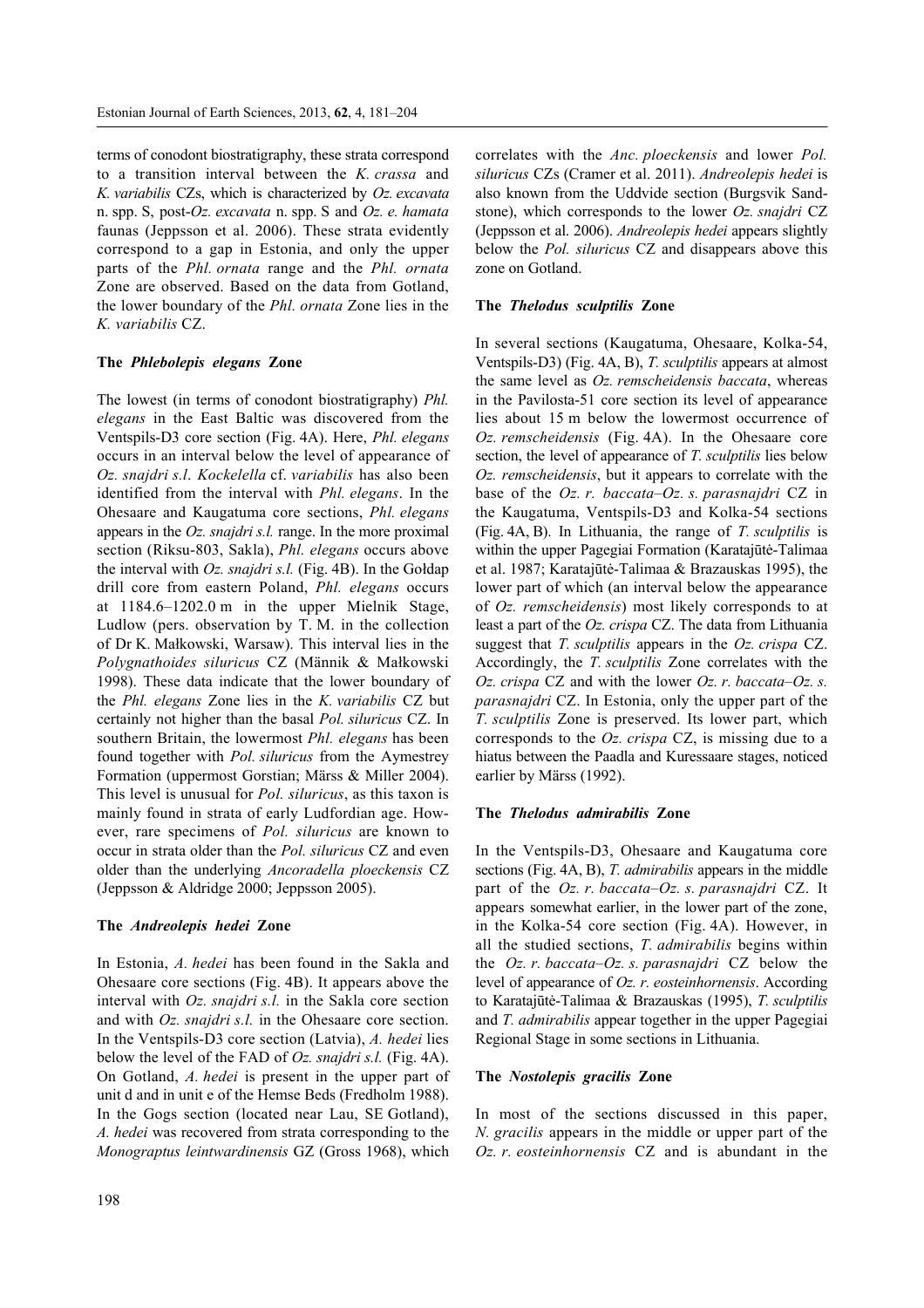terms of conodont biostratigraphy, these strata correspond to a transition interval between the *K. crassa* and *K. variabilis* CZs, which is characterized by *Oz. excavata* n. spp. S, post-*Oz. excavata* n. spp. S and *Oz. e. hamata* faunas (Jeppsson et al. 2006). These strata evidently correspond to a gap in Estonia, and only the upper parts of the *Phl. ornata* range and the *Phl. ornata* Zone are observed. Based on the data from Gotland, the lower boundary of the *Phl. ornata* Zone lies in the *K. variabilis* CZ.

### The *Phlebolepis elegans* Zone

The lowest (in terms of conodont biostratigraphy) *Phl. elegans* in the East Baltic was discovered from the Ventspils-D3 core section (Fig. 4A). Here, *Phl. elegans* occurs in an interval below the level of appearance of *Oz. snajdri s.l*. *Kockelella* cf. *variabilis* has also been identified from the interval with *Phl. elegans*. In the Ohesaare and Kaugatuma core sections, *Phl. elegans* appears in the *Oz. snajdri s.l.* range. In the more proximal section (Riksu-803, Sakla), *Phl. elegans* occurs above the interval with *Oz. snajdri s.l.* (Fig. 4B). In the Gołdap drill core from eastern Poland, *Phl. elegans* occurs at 1184.6–1202.0 m in the upper Mielnik Stage, Ludlow (pers. observation by T. M. in the collection of Dr K. Małkowski, Warsaw). This interval lies in the *Polygnathoides siluricus* CZ (Männik & Małkowski 1998). These data indicate that the lower boundary of the *Phl. elegans* Zone lies in the *K. variabilis* CZ but certainly not higher than the basal *Pol. siluricus* CZ. In southern Britain, the lowermost *Phl. elegans* has been found together with *Pol. siluricus* from the Aymestrey Formation (uppermost Gorstian; Märss & Miller 2004). This level is unusual for *Pol. siluricus*, as this taxon is mainly found in strata of early Ludfordian age. However, rare specimens of *Pol. siluricus* are known to occur in strata older than the *Pol. siluricus* CZ and even older than the underlying *Ancoradella ploeckensis* CZ (Jeppsson & Aldridge 2000; Jeppsson 2005).

### The *Andreolepis hedei* Zone

In Estonia, *A. hedei* has been found in the Sakla and Ohesaare core sections (Fig. 4B). It appears above the interval with *Oz. snajdri s.l.* in the Sakla core section and with *Oz. snajdri s.l.* in the Ohesaare core section. In the Ventspils-D3 core section (Latvia), *A. hedei* lies below the level of the FAD of *Oz. snajdri s.l.* (Fig. 4A). On Gotland, *A. hedei* is present in the upper part of unit d and in unit e of the Hemse Beds (Fredholm 1988). In the Gogs section (located near Lau, SE Gotland), *A. hedei* was recovered from strata corresponding to the *Monograptus leintwardinensis* GZ (Gross 1968), which correlates with the *Anc. ploeckensis* and lower *Pol. siluricus* CZs (Cramer et al. 2011). *Andreolepis hedei* is also known from the Uddvide section (Burgsvik Sandstone), which corresponds to the lower *Oz. snajdri* CZ (Jeppsson et al. 2006). *Andreolepis hedei* appears slightly below the *Pol. siluricus* CZ and disappears above this zone on Gotland.

### The *Thelodus sculptilis* Zone

In several sections (Kaugatuma, Ohesaare, Kolka-54, Ventspils-D3) (Fig. 4A, B), *T. sculptilis* appears at almost the same level as *Oz. remscheidensis baccata*, whereas in the Pavilosta-51 core section its level of appearance lies about 15 m below the lowermost occurrence of *Oz. remscheidensis* (Fig. 4A). In the Ohesaare core section, the level of appearance of *T. sculptilis* lies below *Oz. remscheidensis*, but it appears to correlate with the base of the *Oz. r. baccata–Oz. s. parasnajdri* CZ in the Kaugatuma, Ventspils-D3 and Kolka-54 sections (Fig. 4A, B). In Lithuania, the range of *T. sculptilis* is within the upper Pagegiai Formation (Karatajūtė-Talimaa et al. 1987; Karatajūtė-Talimaa & Brazauskas 1995), the lower part of which (an interval below the appearance of *Oz. remscheidensis*) most likely corresponds to at least a part of the *Oz. crispa* CZ. The data from Lithuania suggest that *T. sculptilis* appears in the *Oz. crispa* CZ. Accordingly, the *T. sculptilis* Zone correlates with the *Oz. crispa* CZ and with the lower *Oz. r. baccata–Oz. s. parasnajdri* CZ. In Estonia, only the upper part of the *T. sculptilis* Zone is preserved. Its lower part, which corresponds to the *Oz. crispa* CZ, is missing due to a hiatus between the Paadla and Kuressaare stages, noticed earlier by Märss (1992).

### The *Thelodus admirabilis* Zone

In the Ventspils-D3, Ohesaare and Kaugatuma core sections (Fig. 4A, B), *T. admirabilis* appears in the middle part of the *Oz. r. baccata–Oz. s. parasnajdri* CZ. It appears somewhat earlier, in the lower part of the zone, in the Kolka-54 core section (Fig. 4A). However, in all the studied sections, *T. admirabilis* begins within the *Oz. r. baccata–Oz. s. parasnajdri* CZ below the level of appearance of *Oz. r. eosteinhornensis*. According to Karatajūtė-Talimaa & Brazauskas (1995), *T. sculptilis* and *T. admirabilis* appear together in the upper Pagegiai Regional Stage in some sections in Lithuania.

### The *Nostolepis gracilis* Zone

In most of the sections discussed in this paper, *N. gracilis* appears in the middle or upper part of the *Oz. r. eosteinhornensis* CZ and is abundant in the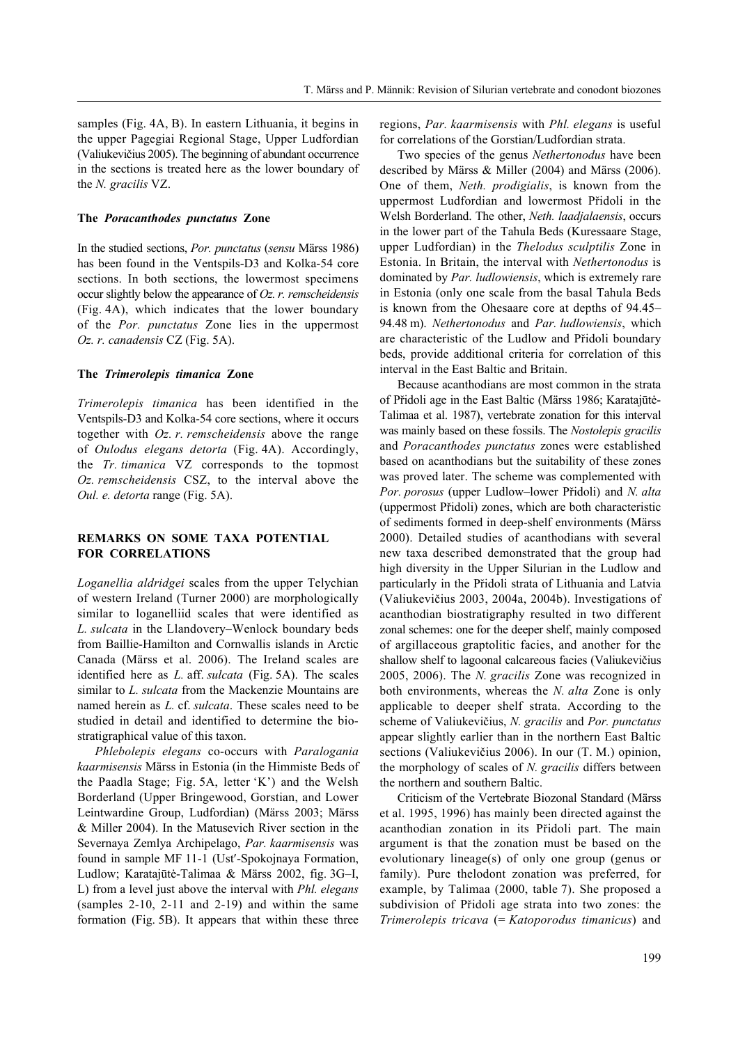samples (Fig. 4A, B). In eastern Lithuania, it begins in the upper Pagegiai Regional Stage, Upper Ludfordian (Valiukevičius 2005). The beginning of abundant occurrence in the sections is treated here as the lower boundary of the *N. gracilis* VZ.

### The *Poracanthodes punctatus* Zone

In the studied sections, *Por. punctatus* (*sensu* Märss 1986) has been found in the Ventspils-D3 and Kolka-54 core sections. In both sections, the lowermost specimens occur slightly below the appearance of *Oz. r. remscheidensis* (Fig. 4A), which indicates that the lower boundary of the *Por. punctatus* Zone lies in the uppermost *Oz. r. canadensis* CZ (Fig. 5A).

### The *Trimerolepis timanica* Zone

*Trimerolepis timanica* has been identified in the Ventspils-D3 and Kolka-54 core sections, where it occurs together with *Oz. r. remscheidensis* above the range of *Oulodus elegans detorta* (Fig. 4A). Accordingly, the *Tr. timanica* VZ corresponds to the topmost *Oz. remscheidensis* CSZ, to the interval above the *Oul. e. detorta* range (Fig. 5A).

## REMARKS ON SOME TAXA POTENTIAL FOR CORRELATIONS

*Loganellia aldridgei* scales from the upper Telychian of western Ireland (Turner 2000) are morphologically similar to loganelliid scales that were identified as *L. sulcata* in the Llandovery–Wenlock boundary beds from Baillie-Hamilton and Cornwallis islands in Arctic Canada (Märss et al. 2006). The Ireland scales are identified here as *L.* aff. *sulcata* (Fig. 5A). The scales similar to *L. sulcata* from the Mackenzie Mountains are named herein as *L.* cf. *sulcata*. These scales need to be studied in detail and identified to determine the biostratigraphical value of this taxon.

*Phlebolepis elegans* co-occurs with *Paralogania kaarmisensis* Märss in Estonia (in the Himmiste Beds of the Paadla Stage; Fig. 5A, letter 'K') and the Welsh Borderland (Upper Bringewood, Gorstian, and Lower Leintwardine Group, Ludfordian) (Märss 2003; Märss & Miller 2004). In the Matusevich River section in the Severnaya Zemlya Archipelago, *Par. kaarmisensis* was found in sample MF 11-1 (Ust′-Spokojnaya Formation, Ludlow; Karatajūtė-Talimaa & Märss 2002, fig. 3G–I, L) from a level just above the interval with *Phl. elegans* (samples 2-10, 2-11 and 2-19) and within the same formation (Fig. 5B). It appears that within these three regions, *Par. kaarmisensis* with *Phl. elegans* is useful for correlations of the Gorstian/Ludfordian strata.

Two species of the genus *Nethertonodus* have been described by Märss & Miller (2004) and Märss (2006). One of them, *Neth. prodigialis*, is known from the uppermost Ludfordian and lowermost Přidoli in the Welsh Borderland. The other, *Neth. laadjalaensis*, occurs in the lower part of the Tahula Beds (Kuressaare Stage, upper Ludfordian) in the *Thelodus sculptilis* Zone in Estonia. In Britain, the interval with *Nethertonodus* is dominated by *Par. ludlowiensis*, which is extremely rare in Estonia (only one scale from the basal Tahula Beds is known from the Ohesaare core at depths of 94.45–94.48 m). *Nethertonodus* and *Par. ludlowiensis*, which are characteristic of the Ludlow and Přidoli boundary beds, provide additional criteria for correlation of this interval in the East Baltic and Britain.

Because acanthodians are most common in the strata of Přidoli age in the East Baltic (Märss 1986; Karatajūtė-Talimaa et al. 1987), vertebrate zonation for this interval was mainly based on these fossils. The *Nostolepis gracilis* and *Poracanthodes punctatus* zones were established based on acanthodians but the suitability of these zones was proved later. The scheme was complemented with *Por. porosus* (upper Ludlow–lower Přidoli) and *N. alta* (uppermost Přidoli) zones, which are both characteristic of sediments formed in deep-shelf environments (Märss 2000). Detailed studies of acanthodians with several new taxa described demonstrated that the group had high diversity in the Upper Silurian in the Ludlow and particularly in the Přidoli strata of Lithuania and Latvia (Valiukevičius 2003, 2004a, 2004b). Investigations of acanthodian biostratigraphy resulted in two different zonal schemes: one for the deeper shelf, mainly composed of argillaceous graptolitic facies, and another for the shallow shelf to lagoonal calcareous facies (Valiukevičius 2005, 2006). The *N. gracilis* Zone was recognized in both environments, whereas the *N. alta* Zone is only applicable to deeper shelf strata. According to the scheme of Valiukevičius, *N. gracilis* and *Por. punctatus* appear slightly earlier than in the northern East Baltic sections (Valiukevičius 2006). In our (T. M.) opinion, the morphology of scales of *N. gracilis* differs between the northern and southern Baltic.

Criticism of the Vertebrate Biozonal Standard (Märss et al. 1995, 1996) has mainly been directed against the acanthodian zonation in its Přidoli part. The main argument is that the zonation must be based on the evolutionary lineage(s) of only one group (genus or family). Pure thelodont zonation was preferred, for example, by Talimaa (2000, table 7). She proposed a subdivision of Přidoli age strata into two zones: the *Trimerolepis tricava* (= *Katoporodus timanicus*) and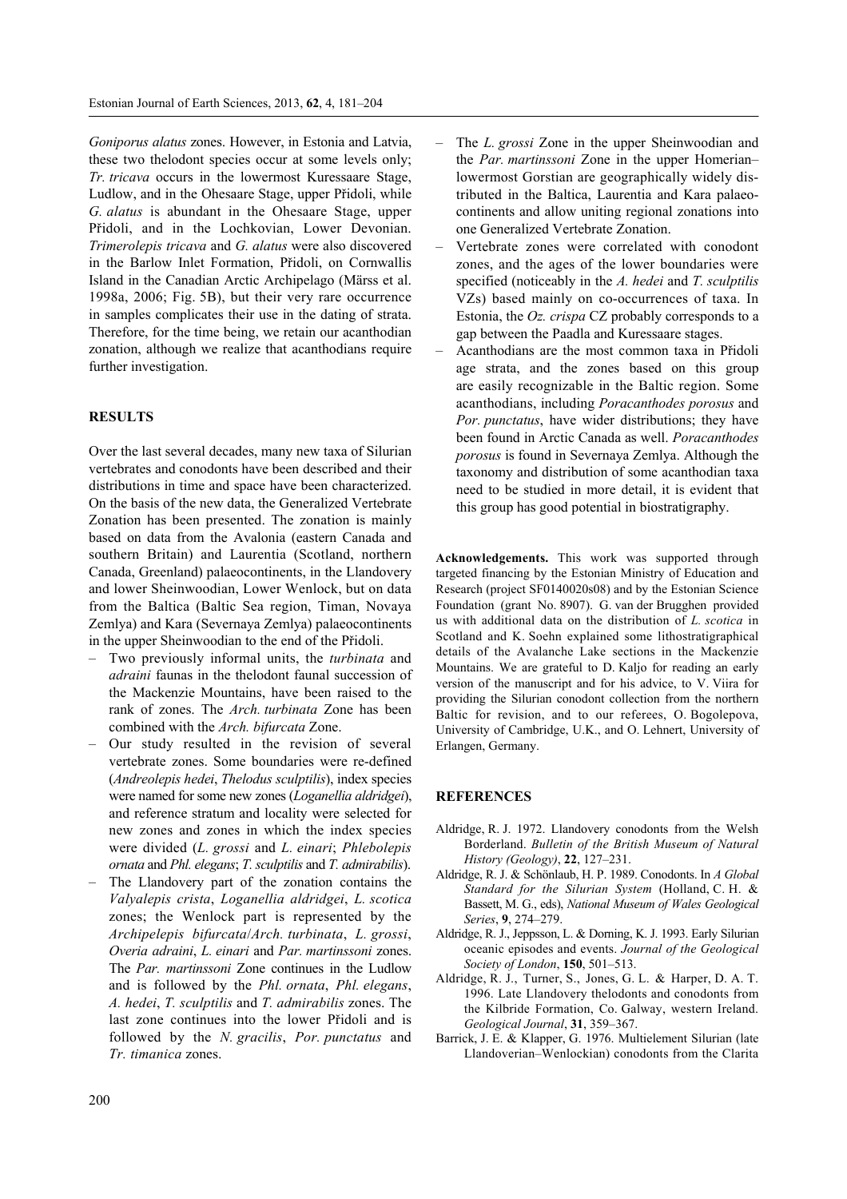*Goniporus alatus* zones. However, in Estonia and Latvia, these two thelodont species occur at some levels only; *Tr. tricava* occurs in the lowermost Kuressaare Stage, Ludlow, and in the Ohesaare Stage, upper Přidoli, while *G. alatus* is abundant in the Ohesaare Stage, upper Přidoli, and in the Lochkovian, Lower Devonian. *Trimerolepis tricava* and *G. alatus* were also discovered in the Barlow Inlet Formation, Přidoli, on Cornwallis Island in the Canadian Arctic Archipelago (Märss et al. 1998a, 2006; Fig. 5B), but their very rare occurrence in samples complicates their use in the dating of strata. Therefore, for the time being, we retain our acanthodian zonation, although we realize that acanthodians require further investigation.

## RESULTS

Over the last several decades, many new taxa of Silurian vertebrates and conodonts have been described and their distributions in time and space have been characterized. On the basis of the new data, the Generalized Vertebrate Zonation has been presented. The zonation is mainly based on data from the Avalonia (eastern Canada and southern Britain) and Laurentia (Scotland, northern Canada, Greenland) palaeocontinents, in the Llandovery and lower Sheinwoodian, Lower Wenlock, but on data from the Baltica (Baltic Sea region, Timan, Novaya Zemlya) and Kara (Severnaya Zemlya) palaeocontinents in the upper Sheinwoodian to the end of the Přidoli.

- Two previously informal units, the *turbinata* and *adraini* faunas in the thelodont faunal succession of the Mackenzie Mountains, have been raised to the rank of zones. The *Arch. turbinata* Zone has been combined with the *Arch. bifurcata* Zone.
- Our study resulted in the revision of several vertebrate zones. Some boundaries were re-defined (*Andreolepis hedei*, *Thelodus sculptilis*), index species were named for some new zones (*Loganellia aldridgei*), and reference stratum and locality were selected for new zones and zones in which the index species were divided (*L. grossi* and *L. einari*; *Phlebolepis ornata* and *Phl. elegans*; *T. sculptilis* and *T. admirabilis*).
- The Llandovery part of the zonation contains the *Valyalepis crista*, *Loganellia aldridgei*, *L. scotica* zones; the Wenlock part is represented by the *Archipelepis bifurcata*/*Arch. turbinata*, *L. grossi*, *Overia adraini*, *L. einari* and *Par. martinssoni* zones. The *Par. martinssoni* Zone continues in the Ludlow and is followed by the *Phl. ornata*, *Phl. elegans*, *A. hedei*, *T. sculptilis* and *T. admirabilis* zones. The last zone continues into the lower Přidoli and is followed by the *N. gracilis*, *Por. punctatus* and *Tr. timanica* zones.
- The *L. grossi* Zone in the upper Sheinwoodian and the *Par. martinssoni* Zone in the upper Homerian–lowermost Gorstian are geographically widely distributed in the Baltica, Laurentia and Kara palaeocontinents and allow uniting regional zonations into one Generalized Vertebrate Zonation.
- Vertebrate zones were correlated with conodont zones, and the ages of the lower boundaries were specified (noticeably in the *A. hedei* and *T. sculptilis* VZs) based mainly on co-occurrences of taxa. In Estonia, the *Oz. crispa* CZ probably corresponds to a gap between the Paadla and Kuressaare stages.
- Acanthodians are the most common taxa in Přidoli age strata, and the zones based on this group are easily recognizable in the Baltic region. Some acanthodians, including *Poracanthodes porosus* and *Por. punctatus*, have wider distributions; they have been found in Arctic Canada as well. *Poracanthodes porosus* is found in Severnaya Zemlya. Although the taxonomy and distribution of some acanthodian taxa need to be studied in more detail, it is evident that this group has good potential in biostratigraphy.

**Acknowledgements.** This work was supported through targeted financing by the Estonian Ministry of Education and Research (project SF0140020s08) and by the Estonian Science Foundation (grant No. 8907). G. van der Brugghen provided us with additional data on the distribution of *L. scotica* in Scotland and K. Soehn explained some lithostratigraphical details of the Avalanche Lake sections in the Mackenzie Mountains. We are grateful to D. Kaljo for reading an early version of the manuscript and for his advice, to V. Viira for providing the Silurian conodont collection from the northern Baltic for revision, and to our referees, O. Bogolepova, University of Cambridge, U.K., and O. Lehnert, University of Erlangen, Germany.

## REFERENCES

Aldridge, R. J. 1972. Llandovery conodonts from the Welsh Borderland. *Bulletin of the British Museum of Natural History (Geology)*, **22**, 127–231.

Aldridge, R. J. & Schönlaub, H. P. 1989. Conodonts. In *A Global Standard for the Silurian System* (Holland, C. H. & Bassett, M. G., eds), *National Museum of Wales Geological Series*, **9**, 274–279.

Aldridge, R. J., Jeppsson, L. & Dorning, K. J. 1993. Early Silurian oceanic episodes and events. *Journal of the Geological Society of London*, **150**, 501–513.

Aldridge, R. J., Turner, S., Jones, G. L. & Harper, D. A. T. 1996. Late Llandovery thelodonts and conodonts from the Kilbride Formation, Co. Galway, western Ireland. *Geological Journal*, **31**, 359–367.

Barrick, J. E. & Klapper, G. 1976. Multielement Silurian (late Llandoverian–Wenlockian) conodonts from the Clarita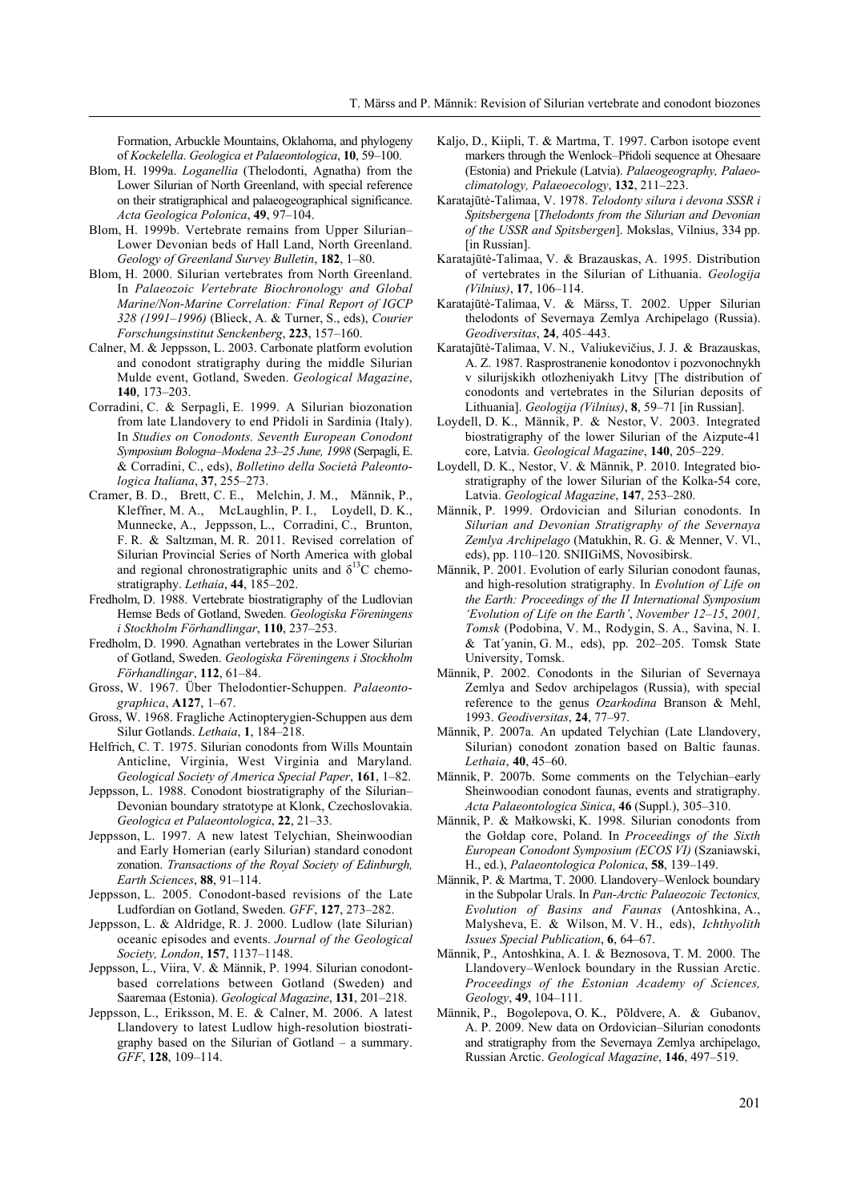Formation, Arbuckle Mountains, Oklahoma, and phylogeny of *Kockelella*. *Geologica et Palaeontologica*, **10**, 59–100.

Blom, H. 1999a. *Loganellia* (Thelodonti, Agnatha) from the Lower Silurian of North Greenland, with special reference on their stratigraphical and palaeogeographical significance. *Acta Geologica Polonica*, **49**, 97–104.

Blom, H. 1999b. Vertebrate remains from Upper Silurian–Lower Devonian beds of Hall Land, North Greenland. *Geology of Greenland Survey Bulletin*, **182**, 1–80.

Blom, H. 2000. Silurian vertebrates from North Greenland. In *Palaeozoic Vertebrate Biochronology and Global Marine/Non-Marine Correlation: Final Report of IGCP 328 (1991–1996)* (Blieck, A. & Turner, S., eds), *Courier Forschungsinstitut Senckenberg*, **223**, 157–160.

Calner, M. & Jeppsson, L. 2003. Carbonate platform evolution and conodont stratigraphy during the middle Silurian Mulde event, Gotland, Sweden. *Geological Magazine*, **140**, 173–203.

Corradini, C. & Serpagli, E. 1999. A Silurian biozonation from late Llandovery to end Přidoli in Sardinia (Italy). In *Studies on Conodonts. Seventh European Conodont Symposium Bologna–Modena 23–25 June, 1998* (Serpagli, E. & Corradini, C., eds), *Bolletino della Società Paleontologica Italiana*, **37**, 255–273.

Cramer, B. D., Brett, C. E., Melchin, J. M., Männik, P., Kleffner, M. A., McLaughlin, P. I., Loydell, D. K., Munnecke, A., Jeppsson, L., Corradini, C., Brunton, F. R. & Saltzman, M. R. 2011. Revised correlation of Silurian Provincial Series of North America with global and regional chronostratigraphic units and $\delta^{13}C$ chemostratigraphy. *Lethaia*, **44**, 185–202.

Fredholm, D. 1988. Vertebrate biostratigraphy of the Ludlovian Hemse Beds of Gotland, Sweden. *Geologiska Föreningens i Stockholm Förhandlingar*, **110**, 237–253.

Fredholm, D. 1990. Agnathan vertebrates in the Lower Silurian of Gotland, Sweden. *Geologiska Föreningens i Stockholm Förhandlingar*, **112**, 61–84.

Gross, W. 1967. Über Thelodontier-Schuppen. *Palaeontographica*, **A127**, 1–67.

Gross, W. 1968. Fragliche Actinopterygien-Schuppen aus dem Silur Gotlands. *Lethaia*, **1**, 184–218.

Helfrich, C. T. 1975. Silurian conodonts from Wills Mountain Anticline, Virginia, West Virginia and Maryland. *Geological Society of America Special Paper*, **161**, 1–82.

Jeppsson, L. 1988. Conodont biostratigraphy of the Silurian–Devonian boundary stratotype at Klonk, Czechoslovakia. *Geologica et Palaeontologica*, **22**, 21–33.

Jeppsson, L. 1997. A new latest Telychian, Sheinwoodian and Early Homerian (early Silurian) standard conodont zonation. *Transactions of the Royal Society of Edinburgh, Earth Sciences*, **88**, 91–114.

Jeppsson, L. 2005. Conodont-based revisions of the Late Ludfordian on Gotland, Sweden. *GFF*, **127**, 273–282.

Jeppsson, L. & Aldridge, R. J. 2000. Ludlow (late Silurian) oceanic episodes and events. *Journal of the Geological Society, London*, **157**, 1137–1148.

Jeppsson, L., Viira, V. & Männik, P. 1994. Silurian conodont-based correlations between Gotland (Sweden) and Saaremaa (Estonia). *Geological Magazine*, **131**, 201–218.

Jeppsson, L., Eriksson, M. E. & Calner, M. 2006. A latest Llandovery to latest Ludlow high-resolution biostratigraphy based on the Silurian of Gotland – a summary. *GFF*, **128**, 109–114.

Kaljo, D., Kiipli, T. & Martma, T. 1997. Carbon isotope event markers through the Wenlock–Přidoli sequence at Ohesaare (Estonia) and Priekule (Latvia). *Palaeogeography, Palaeoclimatology, Palaeoecology*, **132**, 211–223.

Karatajūtė-Talimaa, V. 1978. *Telodonty silura i devona SSSR i Spitsbergena* [*Thelodonts from the Silurian and Devonian of the USSR and Spitsbergen*]. Mokslas, Vilnius, 334 pp. [in Russian].

Karatajūtė-Talimaa, V. & Brazauskas, A. 1995. Distribution of vertebrates in the Silurian of Lithuania. *Geologija (Vilnius)*, **17**, 106–114.

Karatajūtė-Talimaa, V. & Märss, T. 2002. Upper Silurian thelodonts of Severnaya Zemlya Archipelago (Russia). *Geodiversitas*, **24**, 405–443.

Karatajūtė-Talimaa, V. N., Valiukevičius, J. J. & Brazauskas, A. Z. 1987. Rasprostranenie konodontov i pozvonochnykh v silurijskikh otlozheniyakh Litvy [The distribution of conodonts and vertebrates in the Silurian deposits of Lithuania]. *Geologija (Vilnius)*, **8**, 59–71 [in Russian].

Loydell, D. K., Männik, P. & Nestor, V. 2003. Integrated biostratigraphy of the lower Silurian of the Aizpute-41 core, Latvia. *Geological Magazine*, **140**, 205–229.

Loydell, D. K., Nestor, V. & Männik, P. 2010. Integrated biostratigraphy of the lower Silurian of the Kolka-54 core, Latvia. *Geological Magazine*, **147**, 253–280.

Männik, P. 1999. Ordovician and Silurian conodonts. In *Silurian and Devonian Stratigraphy of the Severnaya Zemlya Archipelago* (Matukhin, R. G. & Menner, V. Vl., eds), pp. 110–120. SNIIGiMS, Novosibirsk.

Männik, P. 2001. Evolution of early Silurian conodont faunas, and high-resolution stratigraphy. In *Evolution of Life on the Earth: Proceedings of the II International Symposium 'Evolution of Life on the Earth', November 12–15, 2001, Tomsk* (Podobina, V. M., Rodygin, S. A., Savina, N. I. & Tat´yanin, G. M., eds), pp. 202–205. Tomsk State University, Tomsk.

Männik, P. 2002. Conodonts in the Silurian of Severnaya Zemlya and Sedov archipelagos (Russia), with special reference to the genus *Ozarkodina* Branson & Mehl, 1993. *Geodiversitas*, **24**, 77–97.

Männik, P. 2007a. An updated Telychian (Late Llandovery, Silurian) conodont zonation based on Baltic faunas. *Lethaia*, **40**, 45–60.

Männik, P. 2007b. Some comments on the Telychian–early Sheinwoodian conodont faunas, events and stratigraphy. *Acta Palaeontologica Sinica*, **46** (Suppl.), 305–310.

Männik, P. & Małkowski, K. 1998. Silurian conodonts from the Gołdap core, Poland. In *Proceedings of the Sixth European Conodont Symposium (ECOS VI)* (Szaniawski, H., ed.), *Palaeontologica Polonica*, **58**, 139–149.

Männik, P. & Martma, T. 2000. Llandovery–Wenlock boundary in the Subpolar Urals. In *Pan-Arctic Palaeozoic Tectonics, Evolution of Basins and Faunas* (Antoshkina, A., Malysheva, E. & Wilson, M. V. H., eds), *Ichthyolith Issues Special Publication*, **6**, 64–67.

Männik, P., Antoshkina, A. I. & Beznosova, T. M. 2000. The Llandovery–Wenlock boundary in the Russian Arctic. *Proceedings of the Estonian Academy of Sciences, Geology*, **49**, 104–111.

Männik, P., Bogolepova, O. K., Põldvere, A. & Gubanov, A. P. 2009. New data on Ordovician–Silurian conodonts and stratigraphy from the Severnaya Zemlya archipelago, Russian Arctic. *Geological Magazine*, **146**, 497–519.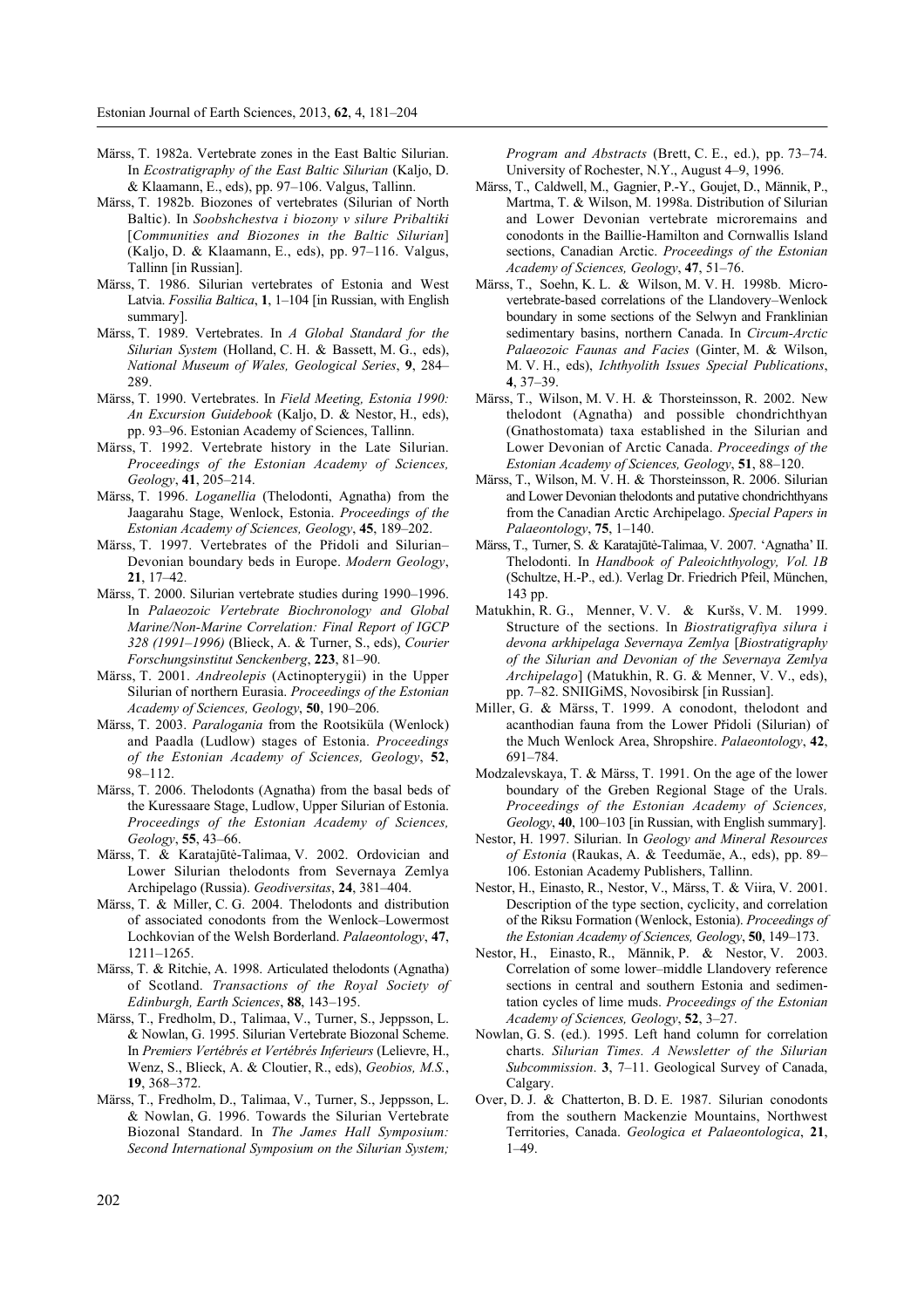Märss, T. 1982a. Vertebrate zones in the East Baltic Silurian. In *Ecostratigraphy of the East Baltic Silurian* (Kaljo, D. & Klaamann, E., eds), pp. 97–106. Valgus, Tallinn.

Märss, T. 1982b. Biozones of vertebrates (Silurian of North Baltic). In *Soobshchestva i biozony v silure Pribaltiki* [*Communities and Biozones in the Baltic Silurian*] (Kaljo, D. & Klaamann, E., eds), pp. 97–116. Valgus, Tallinn [in Russian].

Märss, T. 1986. Silurian vertebrates of Estonia and West Latvia. *Fossilia Baltica*, **1**, 1–104 [in Russian, with English summary].

Märss, T. 1989. Vertebrates. In *A Global Standard for the Silurian System* (Holland, C. H. & Bassett, M. G., eds), *National Museum of Wales, Geological Series*, **9**, 284–289.

Märss, T. 1990. Vertebrates. In *Field Meeting, Estonia 1990: An Excursion Guidebook* (Kaljo, D. & Nestor, H., eds), pp. 93–96. Estonian Academy of Sciences, Tallinn.

Märss, T. 1992. Vertebrate history in the Late Silurian. *Proceedings of the Estonian Academy of Sciences, Geology*, **41**, 205–214.

Märss, T. 1996. *Loganellia* (Thelodonti, Agnatha) from the Jaagarahu Stage, Wenlock, Estonia. *Proceedings of the Estonian Academy of Sciences, Geology*, **45**, 189–202.

Märss, T. 1997. Vertebrates of the Přidoli and Silurian–Devonian boundary beds in Europe. *Modern Geology*, **21**, 17–42.

Märss, T. 2000. Silurian vertebrate studies during 1990–1996. In *Palaeozoic Vertebrate Biochronology and Global Marine/Non-Marine Correlation: Final Report of IGCP 328 (1991–1996)* (Blieck, A. & Turner, S., eds), *Courier Forschungsinstitut Senckenberg*, **223**, 81–90.

Märss, T. 2001. *Andreolepis* (Actinopterygii) in the Upper Silurian of northern Eurasia. *Proceedings of the Estonian Academy of Sciences, Geology*, **50**, 190–206.

Märss, T. 2003. *Paralogania* from the Rootsiküla (Wenlock) and Paadla (Ludlow) stages of Estonia. *Proceedings of the Estonian Academy of Sciences, Geology*, **52**, 98–112.

Märss, T. 2006. Thelodonts (Agnatha) from the basal beds of the Kuressaare Stage, Ludlow, Upper Silurian of Estonia. *Proceedings of the Estonian Academy of Sciences, Geology*, **55**, 43–66.

Märss, T. & Karatajūtė-Talimaa, V. 2002. Ordovician and Lower Silurian thelodonts from Severnaya Zemlya Archipelago (Russia). *Geodiversitas*, **24**, 381–404.

Märss, T. & Miller, C. G. 2004. Thelodonts and distribution of associated conodonts from the Wenlock–Lowermost Lochkovian of the Welsh Borderland. *Palaeontology*, **47**, 1211–1265.

Märss, T. & Ritchie, A. 1998. Articulated thelodonts (Agnatha) of Scotland. *Transactions of the Royal Society of Edinburgh, Earth Sciences*, **88**, 143–195.

Märss, T., Fredholm, D., Talimaa, V., Turner, S., Jeppsson, L. & Nowlan, G. 1995. Silurian Vertebrate Biozonal Scheme. In *Premiers Vertébrés et Vertébrés Inferieurs* (Lelievre, H., Wenz, S., Blieck, A. & Cloutier, R., eds), *Geobios, M.S.*, **19**, 368–372.

Märss, T., Fredholm, D., Talimaa, V., Turner, S., Jeppsson, L. & Nowlan, G. 1996. Towards the Silurian Vertebrate Biozonal Standard. In *The James Hall Symposium: Second International Symposium on the Silurian System; Program and Abstracts* (Brett, C. E., ed.), pp. 73–74. University of Rochester, N.Y., August 4–9, 1996.

Märss, T., Caldwell, M., Gagnier, P.-Y., Goujet, D., Männik, P., Martma, T. & Wilson, M. 1998a. Distribution of Silurian and Lower Devonian vertebrate microremains and conodonts in the Baillie-Hamilton and Cornwallis Island sections, Canadian Arctic. *Proceedings of the Estonian Academy of Sciences, Geology*, **47**, 51–76.

Märss, T., Soehn, K. L. & Wilson, M. V. H. 1998b. Microvertebrate-based correlations of the Llandovery–Wenlock boundary in some sections of the Selwyn and Franklinian sedimentary basins, northern Canada. In *Circum-Arctic Palaeozoic Faunas and Facies* (Ginter, M. & Wilson, M. V. H., eds), *Ichthyolith Issues Special Publications*, **4**, 37–39.

Märss, T., Wilson, M. V. H. & Thorsteinsson, R. 2002. New thelodont (Agnatha) and possible chondrichthyan (Gnathostomata) taxa established in the Silurian and Lower Devonian of Arctic Canada. *Proceedings of the Estonian Academy of Sciences, Geology*, **51**, 88–120.

Märss, T., Wilson, M. V. H. & Thorsteinsson, R. 2006. Silurian and Lower Devonian thelodonts and putative chondrichthyans from the Canadian Arctic Archipelago. *Special Papers in Palaeontology*, **75**, 1–140.

Märss, T., Turner, S. & Karatajūtė-Talimaa, V. 2007. 'Agnatha' II. Thelodonti. In *Handbook of Paleoichthyology, Vol. 1B* (Schultze, H.-P., ed.). Verlag Dr. Friedrich Pfeil, München, 143 pp.

Matukhin, R. G., Menner, V. V. & Kuršs, V. M. 1999. Structure of the sections. In *Biostratigrafiya silura i devona arkhipelaga Severnaya Zemlya* [*Biostratigraphy of the Silurian and Devonian of the Severnaya Zemlya Archipelago*] (Matukhin, R. G. & Menner, V. V., eds), pp. 7–82. SNIIGiMS, Novosibirsk [in Russian].

Miller, G. & Märss, T. 1999. A conodont, thelodont and acanthodian fauna from the Lower Přidoli (Silurian) of the Much Wenlock Area, Shropshire. *Palaeontology*, **42**, 691–784.

Modzalevskaya, T. & Märss, T. 1991. On the age of the lower boundary of the Greben Regional Stage of the Urals. *Proceedings of the Estonian Academy of Sciences, Geology*, **40**, 100–103 [in Russian, with English summary].

Nestor, H. 1997. Silurian. In *Geology and Mineral Resources of Estonia* (Raukas, A. & Teedumäe, A., eds), pp. 89–106. Estonian Academy Publishers, Tallinn.

Nestor, H., Einasto, R., Nestor, V., Märss, T. & Viira, V. 2001. Description of the type section, cyclicity, and correlation of the Riksu Formation (Wenlock, Estonia). *Proceedings of the Estonian Academy of Sciences, Geology*, **50**, 149–173.

Nestor, H., Einasto, R., Männik, P. & Nestor, V. 2003. Correlation of some lower–middle Llandovery reference sections in central and southern Estonia and sedimentation cycles of lime muds. *Proceedings of the Estonian Academy of Sciences, Geology*, **52**, 3–27.

Nowlan, G. S. (ed.). 1995. Left hand column for correlation charts. *Silurian Times. A Newsletter of the Silurian Subcommission*. **3**, 7–11. Geological Survey of Canada, Calgary.

Over, D. J. & Chatterton, B. D. E. 1987. Silurian conodonts from the southern Mackenzie Mountains, Northwest Territories, Canada. *Geologica et Palaeontologica*, **21**, 1–49.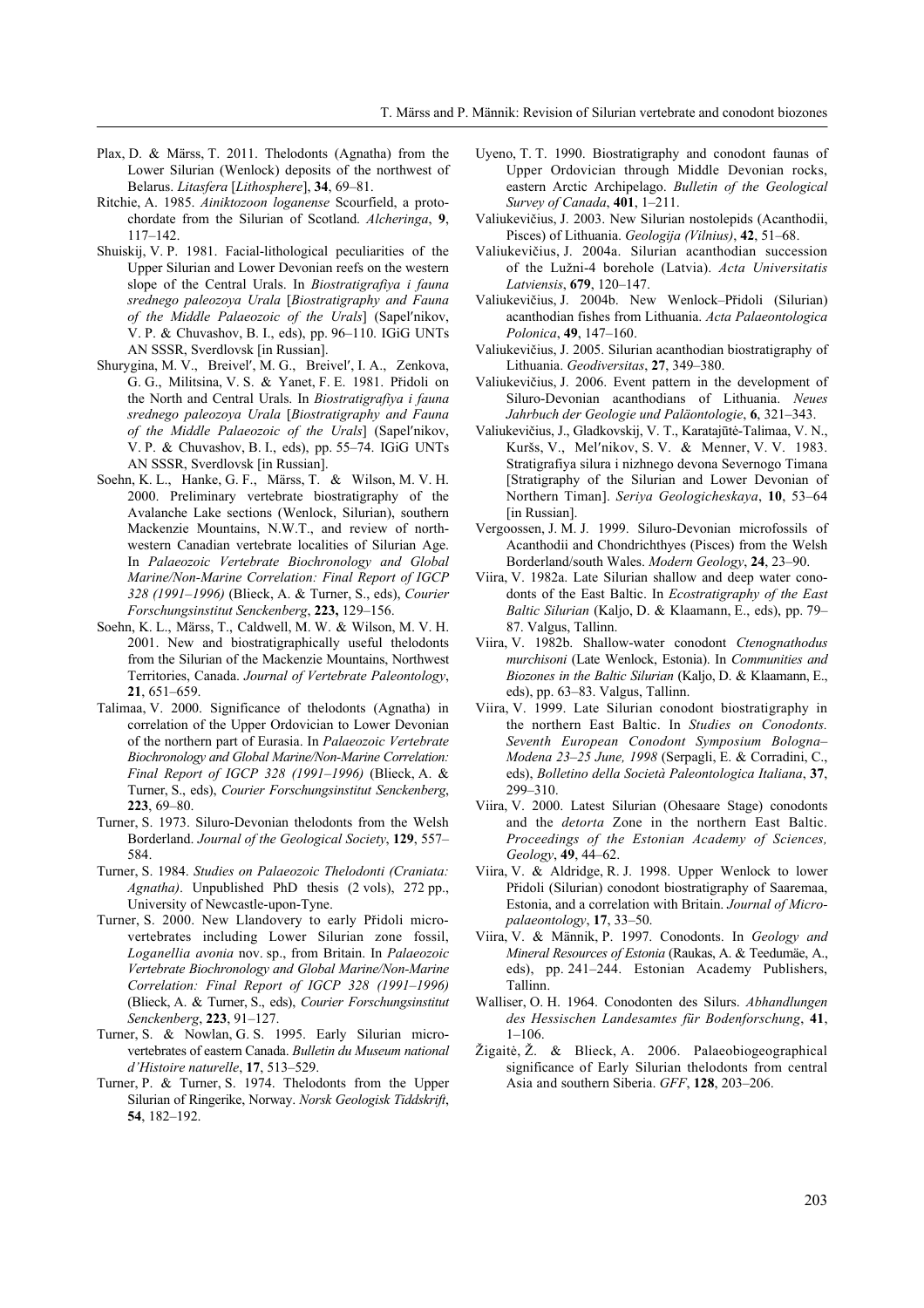Plax, D. & Märss, T. 2011. Thelodonts (Agnatha) from the Lower Silurian (Wenlock) deposits of the northwest of Belarus. *Litasfera* [*Lithosphere*], **34**, 69–81.

Ritchie, A. 1985. *Ainiktozoon loganense* Scourfield, a protochordate from the Silurian of Scotland. *Alcheringa*, **9**, 117–142.

Shuiskij, V. P. 1981. Facial-lithological peculiarities of the Upper Silurian and Lower Devonian reefs on the western slope of the Central Urals. In *Biostratigrafiya i fauna srednego paleozoya Urala* [*Biostratigraphy and Fauna of the Middle Palaeozoic of the Urals*] (Sapel′nikov, V. P. & Chuvashov, B. I., eds), pp. 96–110. IGiG UNTs AN SSSR, Sverdlovsk [in Russian].

Shurygina, M. V., Breivel′, M. G., Breivel′, I. A., Zenkova, G. G., Militsina, V. S. & Yanet, F. E. 1981. Přidoli on the North and Central Urals. In *Biostratigrafiya i fauna srednego paleozoya Urala* [*Biostratigraphy and Fauna of the Middle Palaeozoic of the Urals*] (Sapel′nikov, V. P. & Chuvashov, B. I., eds), pp. 55–74. IGiG UNTs AN SSSR, Sverdlovsk [in Russian].

Soehn, K. L., Hanke, G. F., Märss, T. & Wilson, M. V. H. 2000. Preliminary vertebrate biostratigraphy of the Avalanche Lake sections (Wenlock, Silurian), southern Mackenzie Mountains, N.W.T., and review of northwestern Canadian vertebrate localities of Silurian Age. In *Palaeozoic Vertebrate Biochronology and Global Marine/Non-Marine Correlation: Final Report of IGCP 328 (1991–1996)* (Blieck, A. & Turner, S., eds), *Courier Forschungsinstitut Senckenberg*, **223,** 129–156.

Soehn, K. L., Märss, T., Caldwell, M. W. & Wilson, M. V. H. 2001. New and biostratigraphically useful thelodonts from the Silurian of the Mackenzie Mountains, Northwest Territories, Canada. *Journal of Vertebrate Paleontology*, **21**, 651–659.

Talimaa, V. 2000. Significance of thelodonts (Agnatha) in correlation of the Upper Ordovician to Lower Devonian of the northern part of Eurasia. In *Palaeozoic Vertebrate Biochronology and Global Marine/Non-Marine Correlation: Final Report of IGCP 328 (1991–1996)* (Blieck, A. & Turner, S., eds), *Courier Forschungsinstitut Senckenberg*, **223**, 69–80.

Turner, S. 1973. Siluro-Devonian thelodonts from the Welsh Borderland. *Journal of the Geological Society*, **129**, 557–584.

Turner, S. 1984. *Studies on Palaeozoic Thelodonti (Craniata: Agnatha)*. Unpublished PhD thesis (2 vols), 272 pp., University of Newcastle-upon-Tyne.

Turner, S. 2000. New Llandovery to early Přidoli microvertebrates including Lower Silurian zone fossil, *Loganellia avonia* nov. sp., from Britain. In *Palaeozoic Vertebrate Biochronology and Global Marine/Non-Marine Correlation: Final Report of IGCP 328 (1991–1996)* (Blieck, A. & Turner, S., eds), *Courier Forschungsinstitut Senckenberg*, **223**, 91–127.

Turner, S. & Nowlan, G. S. 1995. Early Silurian microvertebrates of eastern Canada. *Bulletin du Museum national d'Histoire naturelle*, **17**, 513–529.

Turner, P. & Turner, S. 1974. Thelodonts from the Upper Silurian of Ringerike, Norway. *Norsk Geologisk Tiddskrift*, **54**, 182–192.

Uyeno, T. T. 1990. Biostratigraphy and conodont faunas of Upper Ordovician through Middle Devonian rocks, eastern Arctic Archipelago. *Bulletin of the Geological Survey of Canada*, **401**, 1–211.

Valiukevičius, J. 2003. New Silurian nostolepids (Acanthodii, Pisces) of Lithuania. *Geologija (Vilnius)*, **42**, 51–68.

Valiukevičius, J. 2004a. Silurian acanthodian succession of the Lužni-4 borehole (Latvia). *Acta Universitatis Latviensis*, **679**, 120–147.

Valiukevičius, J. 2004b. New Wenlock–Přidoli (Silurian) acanthodian fishes from Lithuania. *Acta Palaeontologica Polonica*, **49**, 147–160.

Valiukevičius, J. 2005. Silurian acanthodian biostratigraphy of Lithuania. *Geodiversitas*, **27**, 349–380.

Valiukevičius, J. 2006. Event pattern in the development of Siluro-Devonian acanthodians of Lithuania. *Neues Jahrbuch der Geologie und Paläontologie*, **6**, 321–343.

Valiukevičius, J., Gladkovskij, V. T., Karatajūtė-Talimaa, V. N., Kuršs, V., Mel′nikov, S. V. & Menner, V. V. 1983. Stratigrafiya silura i nizhnego devona Severnogo Timana [Stratigraphy of the Silurian and Lower Devonian of Northern Timan]. *Seriya Geologicheskaya*, **10**, 53–64 [in Russian].

Vergoossen, J. M. J. 1999. Siluro-Devonian microfossils of Acanthodii and Chondrichthyes (Pisces) from the Welsh Borderland/south Wales. *Modern Geology*, **24**, 23–90.

Viira, V. 1982a. Late Silurian shallow and deep water conodonts of the East Baltic. In *Ecostratigraphy of the East Baltic Silurian* (Kaljo, D. & Klaamann, E., eds), pp. 79–87. Valgus, Tallinn.

Viira, V. 1982b. Shallow-water conodont *Ctenognathodus murchisoni* (Late Wenlock, Estonia). In *Communities and Biozones in the Baltic Silurian* (Kaljo, D. & Klaamann, E., eds), pp. 63–83. Valgus, Tallinn.

Viira, V. 1999. Late Silurian conodont biostratigraphy in the northern East Baltic. In *Studies on Conodonts. Seventh European Conodont Symposium Bologna–Modena 23–25 June, 1998* (Serpagli, E. & Corradini, C., eds), *Bolletino della Società Paleontologica Italiana*, **37**, 299–310.

Viira, V. 2000. Latest Silurian (Ohesaare Stage) conodonts and the *detorta* Zone in the northern East Baltic. *Proceedings of the Estonian Academy of Sciences, Geology*, **49**, 44–62.

Viira, V. & Aldridge, R. J. 1998. Upper Wenlock to lower Přidoli (Silurian) conodont biostratigraphy of Saaremaa, Estonia, and a correlation with Britain. *Journal of Micropalaeontology*, **17**, 33–50.

Viira, V. & Männik, P. 1997. Conodonts. In *Geology and Mineral Resources of Estonia* (Raukas, A. & Teedumäe, A., eds), pp. 241–244. Estonian Academy Publishers, Tallinn.

Walliser, O. H. 1964. Conodonten des Silurs. *Abhandlungen des Hessischen Landesamtes für Bodenforschung*, **41**, 1–106.

Žigaitė, Ž. & Blieck, A. 2006. Palaeobiogeographical significance of Early Silurian thelodonts from central Asia and southern Siberia. *GFF*, **128**, 203–206.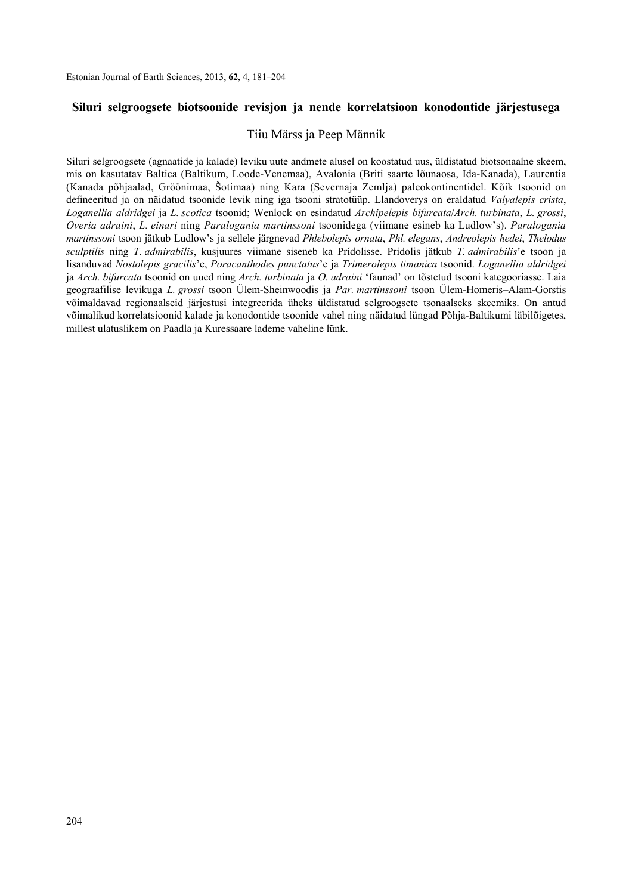**Siluri selgroogsete biotsoonide revisjon ja nende korrelatsioon konodontide järjestusega**

Tiiu Märss ja Peep Männik

Siluri selgroogsete (agnaatide ja kalade) leviku uute andmete alusel on koostatud uus, üldistatud biotsonaalne skeem, mis on kasutatav Baltica (Baltikum, Loode-Venemaa), Avalonia (Briti saarte lõunaosa, Ida-Kanada), Laurentia (Kanada põhjaalad, Gröönimaa, Šotimaa) ning Kara (Severnaja Zemlja) paleokontinentidel. Kõik tsoonid on defineeritud ja on näidatud tsoonide levik ning iga tsooni stratotüüp. Llandoverys on eraldatud *Valyalepis crista*, *Loganellia aldridgei* ja *L. scotica* tsoonid; Wenlock on esindatud *Archipelepis bifurcata*/*Arch. turbinata*, *L. grossi*, *Overia adraini*, *L. einari* ning *Paralogania martinssoni* tsoonidega (viimane esineb ka Ludlow's). *Paralogania martinssoni* tsoon jätkub Ludlow's ja sellele järgnevad *Phlebolepis ornata*, *Phl. elegans*, *Andreolepis hedei*, *Thelodus sculptilis* ning *T. admirabilis*, kusjuures viimane siseneb ka Prídolisse. Prídolis jätkub *T. admirabilis*'e tsoon ja lisanduvad *Nostolepis gracilis*'e, *Poracanthodes punctatus*'e ja *Trimerolepis timanica* tsoonid. *Loganellia aldridgei* ja *Arch. bifurcata* tsoonid on uued ning *Arch. turbinata* ja *O. adraini* 'faunad' on tõstetud tsooni kategooriasse. Laia geograafilise levikuga *L. grossi* tsoon Ülem-Sheinwoodis ja *Par. martinssoni* tsoon Ülem-Homeris–Alam-Gorstis võimaldavad regionaalseid järjestusi integreerida üheks üldistatud selgroogsete tsonaalseks skeemiks. On antud võimalikud korrelatsioonid kalade ja konodontide tsoonide vahel ning näidatud lüngad Põhja-Baltikumi läbilõigetes, millest ulatuslikem on Paadla ja Kuressaare lademe vaheline lünk.